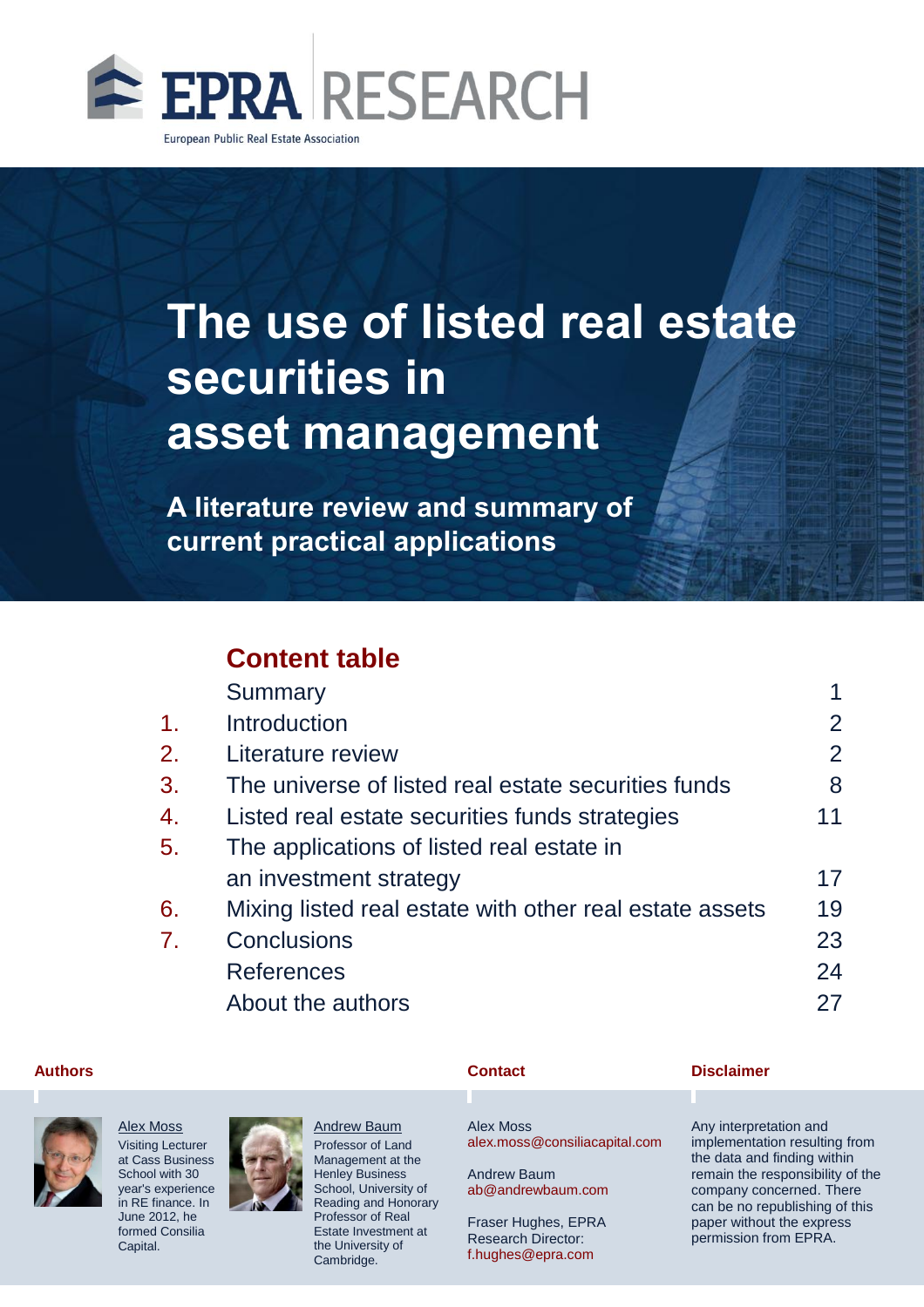EPRA RESEARCH

European Public Real Estate Association

# The use of listed real estate securities in asset management

## A literature review and summary of current practical applications

## Content table

| | | |
|---|---|---|
| | Summary | 1 |
| 1. | Introduction | 2 |
| 2. | Literature review | 2 |
| 3. | The universe of listed real estate securities funds | 8 |
| 4. | Listed real estate securities funds strategies | 11 |
| 5. | The applications of listed real estate in an investment strategy | 17 |
| 6. | Mixing listed real estate with other real estate assets | 19 |
| 7. | Conclusions | 23 |
| | References | 24 |
| | About the authors | 27 |

**Authors**

Alex Moss
Visiting Lecturer at Cass Business School with 30 year's experience in RE finance. In June 2012, he formed Consilia Capital.

Andrew Baum
Professor of Land Management at the Henley Business School, University of Reading and Honorary Professor of Real Estate Investment at the University of Cambridge.

**Contact**

Alex Moss
alex.moss@consiliacapital.com

Andrew Baum
ab@andrewbaum.com

Fraser Hughes, EPRA Research Director:
f.hughes@epra.com

**Disclaimer**

Any interpretation and implementation resulting from the data and finding within remain the responsibility of the company concerned. There can be no republishing of this paper without the express permission from EPRA.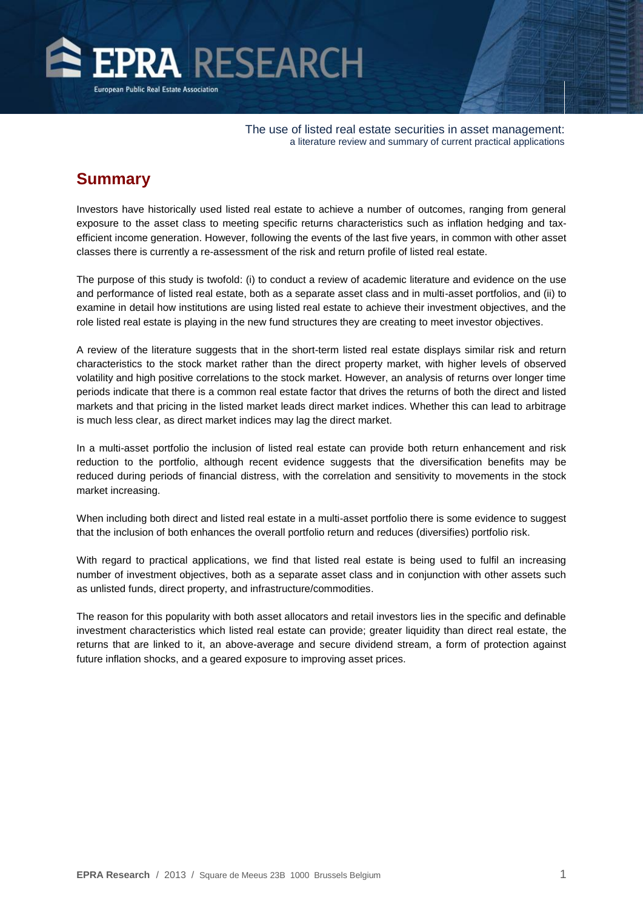# Summary

Investors have historically used listed real estate to achieve a number of outcomes, ranging from general exposure to the asset class to meeting specific returns characteristics such as inflation hedging and tax-efficient income generation. However, following the events of the last five years, in common with other asset classes there is currently a re-assessment of the risk and return profile of listed real estate.

The purpose of this study is twofold: (i) to conduct a review of academic literature and evidence on the use and performance of listed real estate, both as a separate asset class and in multi-asset portfolios, and (ii) to examine in detail how institutions are using listed real estate to achieve their investment objectives, and the role listed real estate is playing in the new fund structures they are creating to meet investor objectives.

A review of the literature suggests that in the short-term listed real estate displays similar risk and return characteristics to the stock market rather than the direct property market, with higher levels of observed volatility and high positive correlations to the stock market. However, an analysis of returns over longer time periods indicate that there is a common real estate factor that drives the returns of both the direct and listed markets and that pricing in the listed market leads direct market indices. Whether this can lead to arbitrage is much less clear, as direct market indices may lag the direct market.

In a multi-asset portfolio the inclusion of listed real estate can provide both return enhancement and risk reduction to the portfolio, although recent evidence suggests that the diversification benefits may be reduced during periods of financial distress, with the correlation and sensitivity to movements in the stock market increasing.

When including both direct and listed real estate in a multi-asset portfolio there is some evidence to suggest that the inclusion of both enhances the overall portfolio return and reduces (diversifies) portfolio risk.

With regard to practical applications, we find that listed real estate is being used to fulfil an increasing number of investment objectives, both as a separate asset class and in conjunction with other assets such as unlisted funds, direct property, and infrastructure/commodities.

The reason for this popularity with both asset allocators and retail investors lies in the specific and definable investment characteristics which listed real estate can provide; greater liquidity than direct real estate, the returns that are linked to it, an above-average and secure dividend stream, a form of protection against future inflation shocks, and a geared exposure to improving asset prices.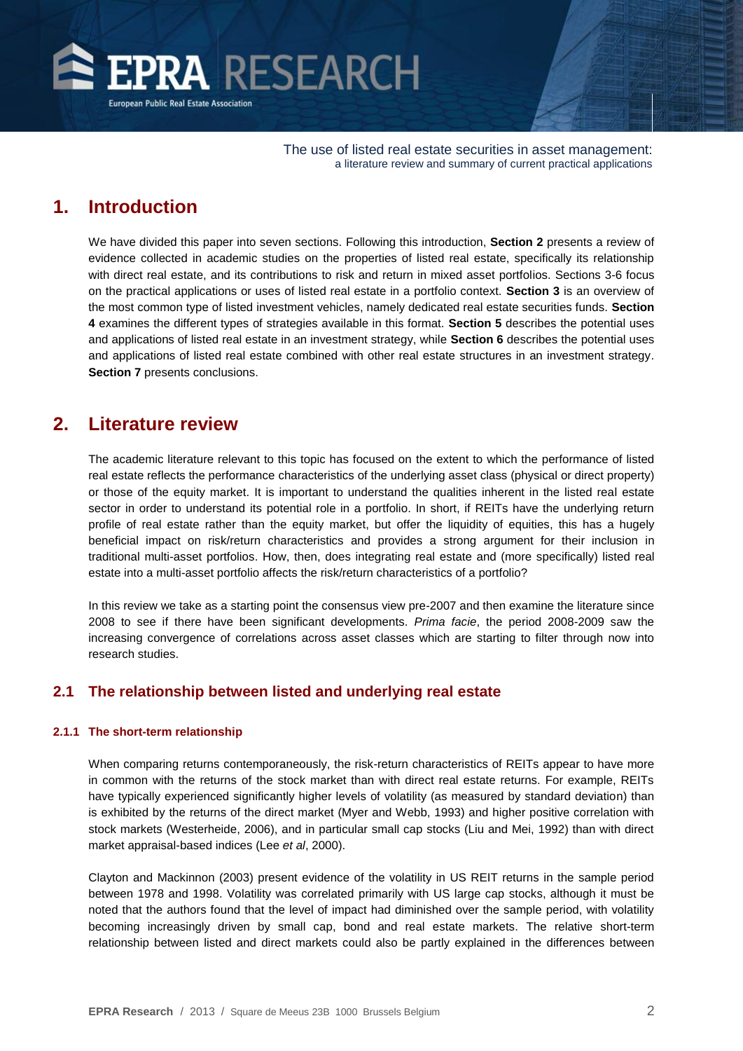# 1. Introduction

We have divided this paper into seven sections. Following this introduction, **Section 2** presents a review of evidence collected in academic studies on the properties of listed real estate, specifically its relationship with direct real estate, and its contributions to risk and return in mixed asset portfolios. Sections 3-6 focus on the practical applications or uses of listed real estate in a portfolio context. **Section 3** is an overview of the most common type of listed investment vehicles, namely dedicated real estate securities funds. **Section 4** examines the different types of strategies available in this format. **Section 5** describes the potential uses and applications of listed real estate in an investment strategy, while **Section 6** describes the potential uses and applications of listed real estate combined with other real estate structures in an investment strategy. **Section 7** presents conclusions.

# 2. Literature review

The academic literature relevant to this topic has focused on the extent to which the performance of listed real estate reflects the performance characteristics of the underlying asset class (physical or direct property) or those of the equity market. It is important to understand the qualities inherent in the listed real estate sector in order to understand its potential role in a portfolio. In short, if REITs have the underlying return profile of real estate rather than the equity market, but offer the liquidity of equities, this has a hugely beneficial impact on risk/return characteristics and provides a strong argument for their inclusion in traditional multi-asset portfolios. How, then, does integrating real estate and (more specifically) listed real estate into a multi-asset portfolio affects the risk/return characteristics of a portfolio?

In this review we take as a starting point the consensus view pre-2007 and then examine the literature since 2008 to see if there have been significant developments. *Prima facie*, the period 2008-2009 saw the increasing convergence of correlations across asset classes which are starting to filter through now into research studies.

## 2.1 The relationship between listed and underlying real estate

### 2.1.1 The short-term relationship

When comparing returns contemporaneously, the risk-return characteristics of REITs appear to have more in common with the returns of the stock market than with direct real estate returns. For example, REITs have typically experienced significantly higher levels of volatility (as measured by standard deviation) than is exhibited by the returns of the direct market (Myer and Webb, 1993) and higher positive correlation with stock markets (Westerheide, 2006), and in particular small cap stocks (Liu and Mei, 1992) than with direct market appraisal-based indices (Lee *et al*, 2000).

Clayton and Mackinnon (2003) present evidence of the volatility in US REIT returns in the sample period between 1978 and 1998. Volatility was correlated primarily with US large cap stocks, although it must be noted that the authors found that the level of impact had diminished over the sample period, with volatility becoming increasingly driven by small cap, bond and real estate markets. The relative short-term relationship between listed and direct markets could also be partly explained in the differences between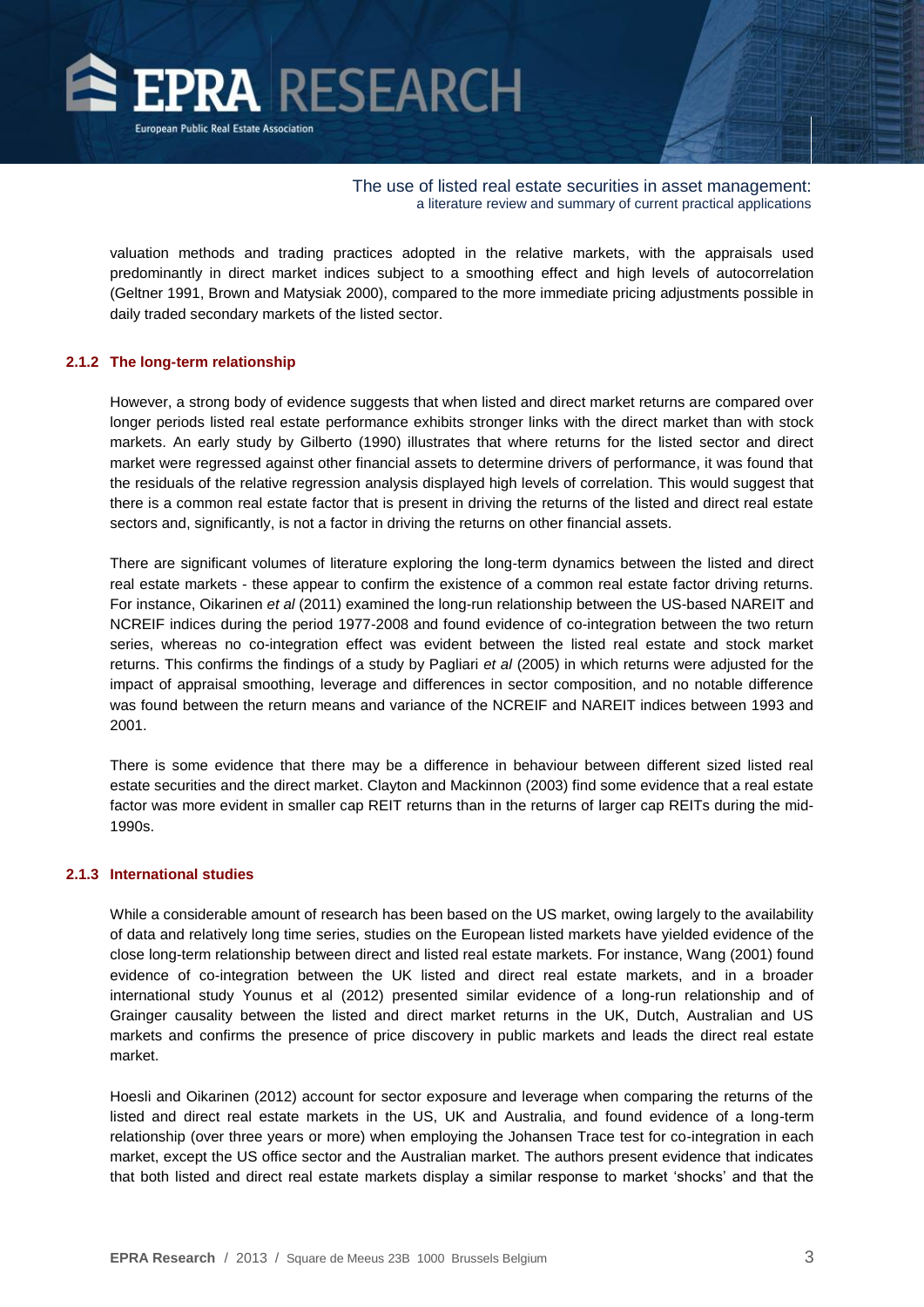valuation methods and trading practices adopted in the relative markets, with the appraisals used predominantly in direct market indices subject to a smoothing effect and high levels of autocorrelation (Geltner 1991, Brown and Matysiak 2000), compared to the more immediate pricing adjustments possible in daily traded secondary markets of the listed sector.

### 2.1.2 The long-term relationship

However, a strong body of evidence suggests that when listed and direct market returns are compared over longer periods listed real estate performance exhibits stronger links with the direct market than with stock markets. An early study by Gilberto (1990) illustrates that where returns for the listed sector and direct market were regressed against other financial assets to determine drivers of performance, it was found that the residuals of the relative regression analysis displayed high levels of correlation. This would suggest that there is a common real estate factor that is present in driving the returns of the listed and direct real estate sectors and, significantly, is not a factor in driving the returns on other financial assets.

There are significant volumes of literature exploring the long-term dynamics between the listed and direct real estate markets - these appear to confirm the existence of a common real estate factor driving returns. For instance, Oikarinen *et al* (2011) examined the long-run relationship between the US-based NAREIT and NCREIF indices during the period 1977-2008 and found evidence of co-integration between the two return series, whereas no co-integration effect was evident between the listed real estate and stock market returns. This confirms the findings of a study by Pagliari *et al* (2005) in which returns were adjusted for the impact of appraisal smoothing, leverage and differences in sector composition, and no notable difference was found between the return means and variance of the NCREIF and NAREIT indices between 1993 and 2001.

There is some evidence that there may be a difference in behaviour between different sized listed real estate securities and the direct market. Clayton and Mackinnon (2003) find some evidence that a real estate factor was more evident in smaller cap REIT returns than in the returns of larger cap REITs during the mid-1990s.

### 2.1.3 International studies

While a considerable amount of research has been based on the US market, owing largely to the availability of data and relatively long time series, studies on the European listed markets have yielded evidence of the close long-term relationship between direct and listed real estate markets. For instance, Wang (2001) found evidence of co-integration between the UK listed and direct real estate markets, and in a broader international study Younus et al (2012) presented similar evidence of a long-run relationship and of Grainger causality between the listed and direct market returns in the UK, Dutch, Australian and US markets and confirms the presence of price discovery in public markets and leads the direct real estate market.

Hoesli and Oikarinen (2012) account for sector exposure and leverage when comparing the returns of the listed and direct real estate markets in the US, UK and Australia, and found evidence of a long-term relationship (over three years or more) when employing the Johansen Trace test for co-integration in each market, except the US office sector and the Australian market. The authors present evidence that indicates that both listed and direct real estate markets display a similar response to market 'shocks' and that the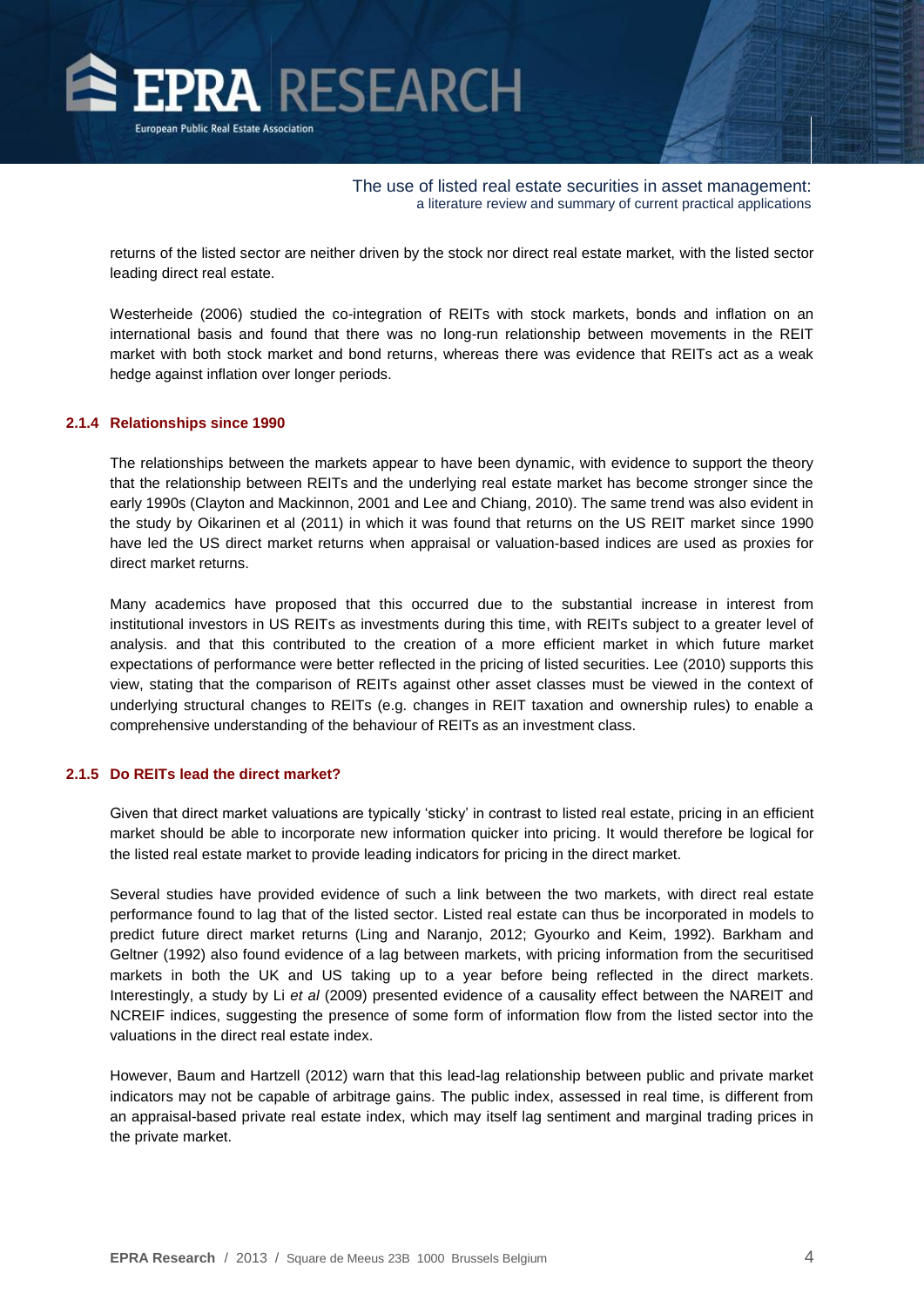returns of the listed sector are neither driven by the stock nor direct real estate market, with the listed sector leading direct real estate.

Westerheide (2006) studied the co-integration of REITs with stock markets, bonds and inflation on an international basis and found that there was no long-run relationship between movements in the REIT market with both stock market and bond returns, whereas there was evidence that REITs act as a weak hedge against inflation over longer periods.

### 2.1.4 Relationships since 1990

The relationships between the markets appear to have been dynamic, with evidence to support the theory that the relationship between REITs and the underlying real estate market has become stronger since the early 1990s (Clayton and Mackinnon, 2001 and Lee and Chiang, 2010). The same trend was also evident in the study by Oikarinen et al (2011) in which it was found that returns on the US REIT market since 1990 have led the US direct market returns when appraisal or valuation-based indices are used as proxies for direct market returns.

Many academics have proposed that this occurred due to the substantial increase in interest from institutional investors in US REITs as investments during this time, with REITs subject to a greater level of analysis. and that this contributed to the creation of a more efficient market in which future market expectations of performance were better reflected in the pricing of listed securities. Lee (2010) supports this view, stating that the comparison of REITs against other asset classes must be viewed in the context of underlying structural changes to REITs (e.g. changes in REIT taxation and ownership rules) to enable a comprehensive understanding of the behaviour of REITs as an investment class.

### 2.1.5 Do REITs lead the direct market?

Given that direct market valuations are typically 'sticky' in contrast to listed real estate, pricing in an efficient market should be able to incorporate new information quicker into pricing. It would therefore be logical for the listed real estate market to provide leading indicators for pricing in the direct market.

Several studies have provided evidence of such a link between the two markets, with direct real estate performance found to lag that of the listed sector. Listed real estate can thus be incorporated in models to predict future direct market returns (Ling and Naranjo, 2012; Gyourko and Keim, 1992). Barkham and Geltner (1992) also found evidence of a lag between markets, with pricing information from the securitised markets in both the UK and US taking up to a year before being reflected in the direct markets. Interestingly, a study by Li *et al* (2009) presented evidence of a causality effect between the NAREIT and NCREIF indices, suggesting the presence of some form of information flow from the listed sector into the valuations in the direct real estate index.

However, Baum and Hartzell (2012) warn that this lead-lag relationship between public and private market indicators may not be capable of arbitrage gains. The public index, assessed in real time, is different from an appraisal-based private real estate index, which may itself lag sentiment and marginal trading prices in the private market.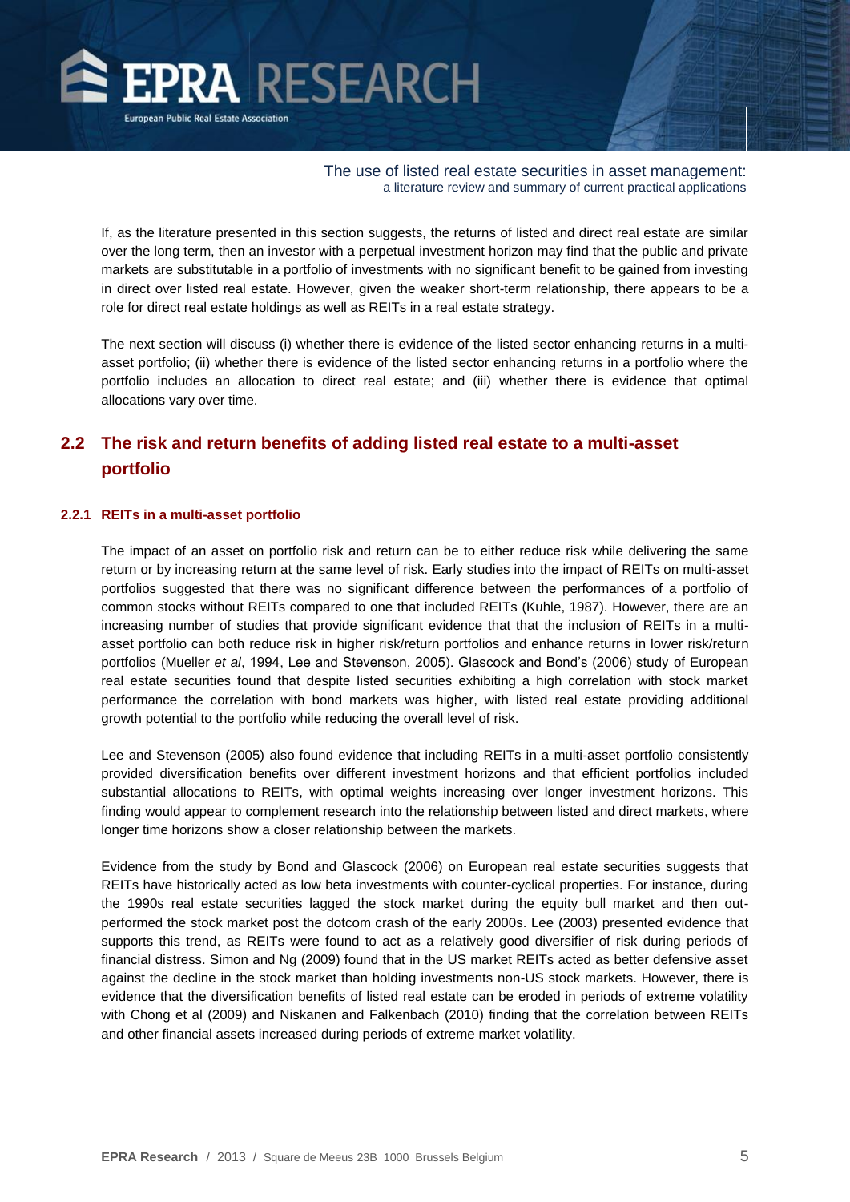If, as the literature presented in this section suggests, the returns of listed and direct real estate are similar over the long term, then an investor with a perpetual investment horizon may find that the public and private markets are substitutable in a portfolio of investments with no significant benefit to be gained from investing in direct over listed real estate. However, given the weaker short-term relationship, there appears to be a role for direct real estate holdings as well as REITs in a real estate strategy.

The next section will discuss (i) whether there is evidence of the listed sector enhancing returns in a multi-asset portfolio; (ii) whether there is evidence of the listed sector enhancing returns in a portfolio where the portfolio includes an allocation to direct real estate; and (iii) whether there is evidence that optimal allocations vary over time.

## 2.2 The risk and return benefits of adding listed real estate to a multi-asset portfolio

### 2.2.1 REITs in a multi-asset portfolio

The impact of an asset on portfolio risk and return can be to either reduce risk while delivering the same return or by increasing return at the same level of risk. Early studies into the impact of REITs on multi-asset portfolios suggested that there was no significant difference between the performances of a portfolio of common stocks without REITs compared to one that included REITs (Kuhle, 1987). However, there are an increasing number of studies that provide significant evidence that that the inclusion of REITs in a multi-asset portfolio can both reduce risk in higher risk/return portfolios and enhance returns in lower risk/return portfolios (Mueller *et al*, 1994, Lee and Stevenson, 2005). Glascock and Bond's (2006) study of European real estate securities found that despite listed securities exhibiting a high correlation with stock market performance the correlation with bond markets was higher, with listed real estate providing additional growth potential to the portfolio while reducing the overall level of risk.

Lee and Stevenson (2005) also found evidence that including REITs in a multi-asset portfolio consistently provided diversification benefits over different investment horizons and that efficient portfolios included substantial allocations to REITs, with optimal weights increasing over longer investment horizons. This finding would appear to complement research into the relationship between listed and direct markets, where longer time horizons show a closer relationship between the markets.

Evidence from the study by Bond and Glascock (2006) on European real estate securities suggests that REITs have historically acted as low beta investments with counter-cyclical properties. For instance, during the 1990s real estate securities lagged the stock market during the equity bull market and then out-performed the stock market post the dotcom crash of the early 2000s. Lee (2003) presented evidence that supports this trend, as REITs were found to act as a relatively good diversifier of risk during periods of financial distress. Simon and Ng (2009) found that in the US market REITs acted as better defensive asset against the decline in the stock market than holding investments non-US stock markets. However, there is evidence that the diversification benefits of listed real estate can be eroded in periods of extreme volatility with Chong et al (2009) and Niskanen and Falkenbach (2010) finding that the correlation between REITs and other financial assets increased during periods of extreme market volatility.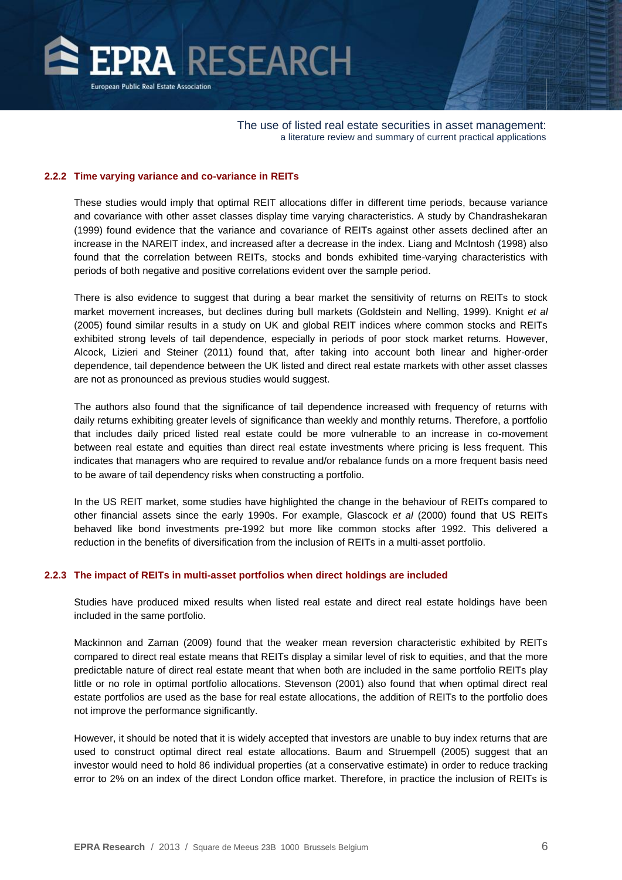### 2.2.2 Time varying variance and co-variance in REITs

These studies would imply that optimal REIT allocations differ in different time periods, because variance and covariance with other asset classes display time varying characteristics. A study by Chandrashekaran (1999) found evidence that the variance and covariance of REITs against other assets declined after an increase in the NAREIT index, and increased after a decrease in the index. Liang and McIntosh (1998) also found that the correlation between REITs, stocks and bonds exhibited time-varying characteristics with periods of both negative and positive correlations evident over the sample period.

There is also evidence to suggest that during a bear market the sensitivity of returns on REITs to stock market movement increases, but declines during bull markets (Goldstein and Nelling, 1999). Knight *et al* (2005) found similar results in a study on UK and global REIT indices where common stocks and REITs exhibited strong levels of tail dependence, especially in periods of poor stock market returns. However, Alcock, Lizieri and Steiner (2011) found that, after taking into account both linear and higher-order dependence, tail dependence between the UK listed and direct real estate markets with other asset classes are not as pronounced as previous studies would suggest.

The authors also found that the significance of tail dependence increased with frequency of returns with daily returns exhibiting greater levels of significance than weekly and monthly returns. Therefore, a portfolio that includes daily priced listed real estate could be more vulnerable to an increase in co-movement between real estate and equities than direct real estate investments where pricing is less frequent. This indicates that managers who are required to revalue and/or rebalance funds on a more frequent basis need to be aware of tail dependency risks when constructing a portfolio.

In the US REIT market, some studies have highlighted the change in the behaviour of REITs compared to other financial assets since the early 1990s. For example, Glascock *et al* (2000) found that US REITs behaved like bond investments pre-1992 but more like common stocks after 1992. This delivered a reduction in the benefits of diversification from the inclusion of REITs in a multi-asset portfolio.

### 2.2.3 The impact of REITs in multi-asset portfolios when direct holdings are included

Studies have produced mixed results when listed real estate and direct real estate holdings have been included in the same portfolio.

Mackinnon and Zaman (2009) found that the weaker mean reversion characteristic exhibited by REITs compared to direct real estate means that REITs display a similar level of risk to equities, and that the more predictable nature of direct real estate meant that when both are included in the same portfolio REITs play little or no role in optimal portfolio allocations. Stevenson (2001) also found that when optimal direct real estate portfolios are used as the base for real estate allocations, the addition of REITs to the portfolio does not improve the performance significantly.

However, it should be noted that it is widely accepted that investors are unable to buy index returns that are used to construct optimal direct real estate allocations. Baum and Struempell (2005) suggest that an investor would need to hold 86 individual properties (at a conservative estimate) in order to reduce tracking error to 2% on an index of the direct London office market. Therefore, in practice the inclusion of REITs is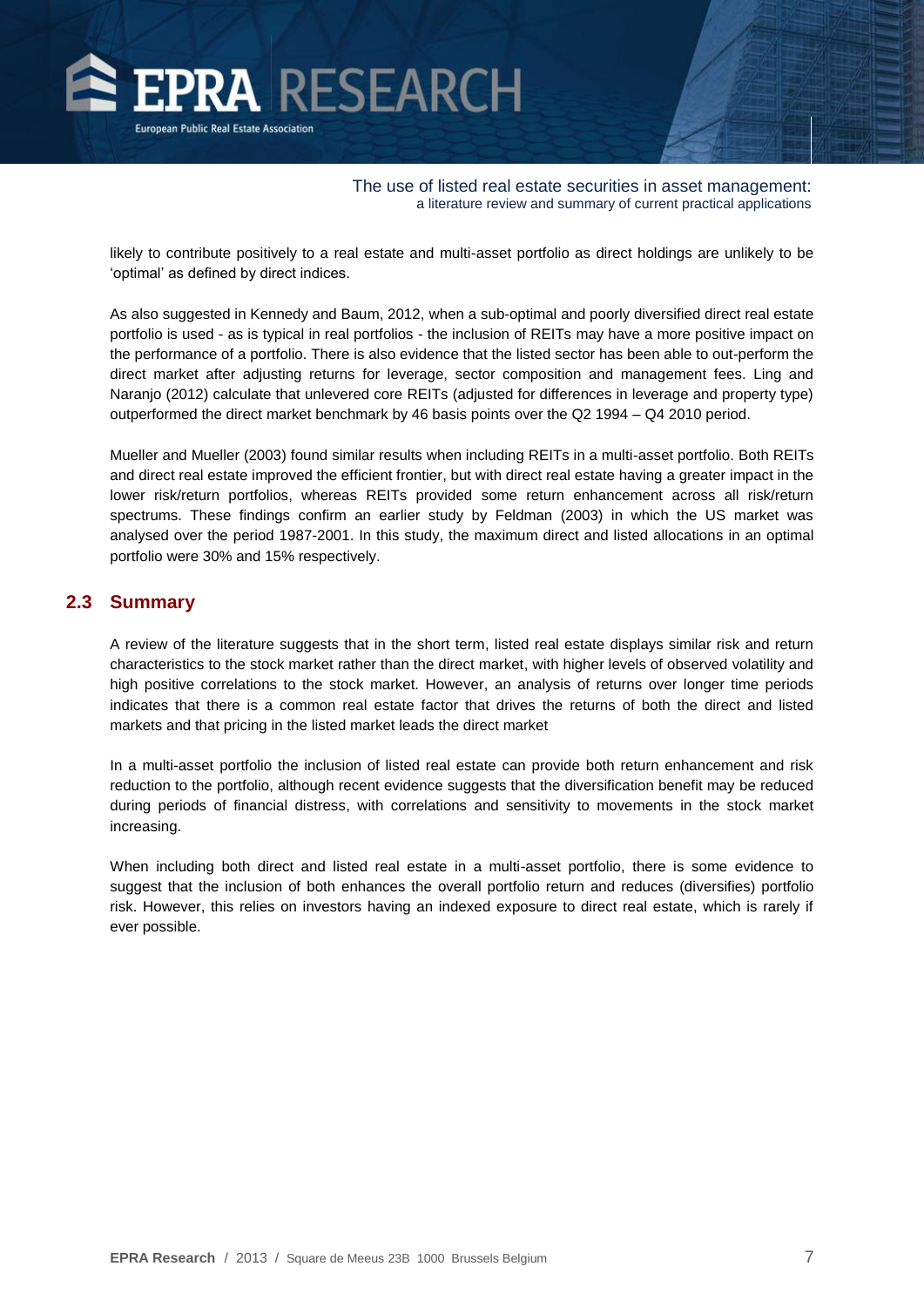likely to contribute positively to a real estate and multi-asset portfolio as direct holdings are unlikely to be 'optimal' as defined by direct indices.

As also suggested in Kennedy and Baum, 2012, when a sub-optimal and poorly diversified direct real estate portfolio is used - as is typical in real portfolios - the inclusion of REITs may have a more positive impact on the performance of a portfolio. There is also evidence that the listed sector has been able to out-perform the direct market after adjusting returns for leverage, sector composition and management fees. Ling and Naranjo (2012) calculate that unlevered core REITs (adjusted for differences in leverage and property type) outperformed the direct market benchmark by 46 basis points over the Q2 1994 – Q4 2010 period.

Mueller and Mueller (2003) found similar results when including REITs in a multi-asset portfolio. Both REITs and direct real estate improved the efficient frontier, but with direct real estate having a greater impact in the lower risk/return portfolios, whereas REITs provided some return enhancement across all risk/return spectrums. These findings confirm an earlier study by Feldman (2003) in which the US market was analysed over the period 1987-2001. In this study, the maximum direct and listed allocations in an optimal portfolio were 30% and 15% respectively.

## 2.3 Summary

A review of the literature suggests that in the short term, listed real estate displays similar risk and return characteristics to the stock market rather than the direct market, with higher levels of observed volatility and high positive correlations to the stock market. However, an analysis of returns over longer time periods indicates that there is a common real estate factor that drives the returns of both the direct and listed markets and that pricing in the listed market leads the direct market

In a multi-asset portfolio the inclusion of listed real estate can provide both return enhancement and risk reduction to the portfolio, although recent evidence suggests that the diversification benefit may be reduced during periods of financial distress, with correlations and sensitivity to movements in the stock market increasing.

When including both direct and listed real estate in a multi-asset portfolio, there is some evidence to suggest that the inclusion of both enhances the overall portfolio return and reduces (diversifies) portfolio risk. However, this relies on investors having an indexed exposure to direct real estate, which is rarely if ever possible.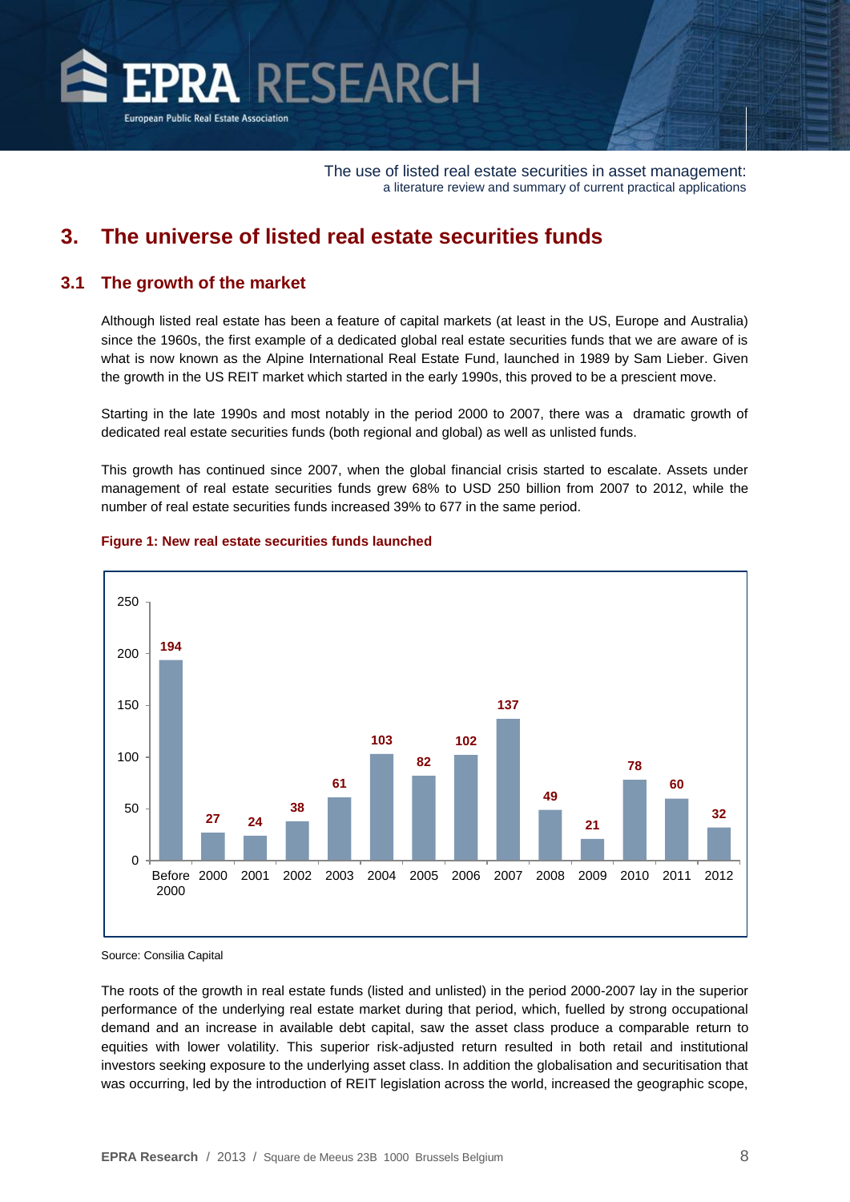# 3. The universe of listed real estate securities funds

## 3.1 The growth of the market

Although listed real estate has been a feature of capital markets (at least in the US, Europe and Australia) since the 1960s, the first example of a dedicated global real estate securities funds that we are aware of is what is now known as the Alpine International Real Estate Fund, launched in 1989 by Sam Lieber. Given the growth in the US REIT market which started in the early 1990s, this proved to be a prescient move.

Starting in the late 1990s and most notably in the period 2000 to 2007, there was a dramatic growth of dedicated real estate securities funds (both regional and global) as well as unlisted funds.

This growth has continued since 2007, when the global financial crisis started to escalate. Assets under management of real estate securities funds grew 68% to USD 250 billion from 2007 to 2012, while the number of real estate securities funds increased 39% to 677 in the same period.

**Figure 1: New real estate securities funds launched**

| Year | New funds launched |
|---|---|
| Before 2000 | 194 |
| 2000 | 27 |
| 2001 | 24 |
| 2002 | 38 |
| 2003 | 61 |
| 2004 | 103 |
| 2005 | 82 |
| 2006 | 102 |
| 2007 | 137 |
| 2008 | 49 |
| 2009 | 21 |
| 2010 | 78 |
| 2011 | 60 |
| 2012 | 32 |

Source: Consilia Capital

The roots of the growth in real estate funds (listed and unlisted) in the period 2000-2007 lay in the superior performance of the underlying real estate market during that period, which, fuelled by strong occupational demand and an increase in available debt capital, saw the asset class produce a comparable return to equities with lower volatility. This superior risk-adjusted return resulted in both retail and institutional investors seeking exposure to the underlying asset class. In addition the globalisation and securitisation that was occurring, led by the introduction of REIT legislation across the world, increased the geographic scope,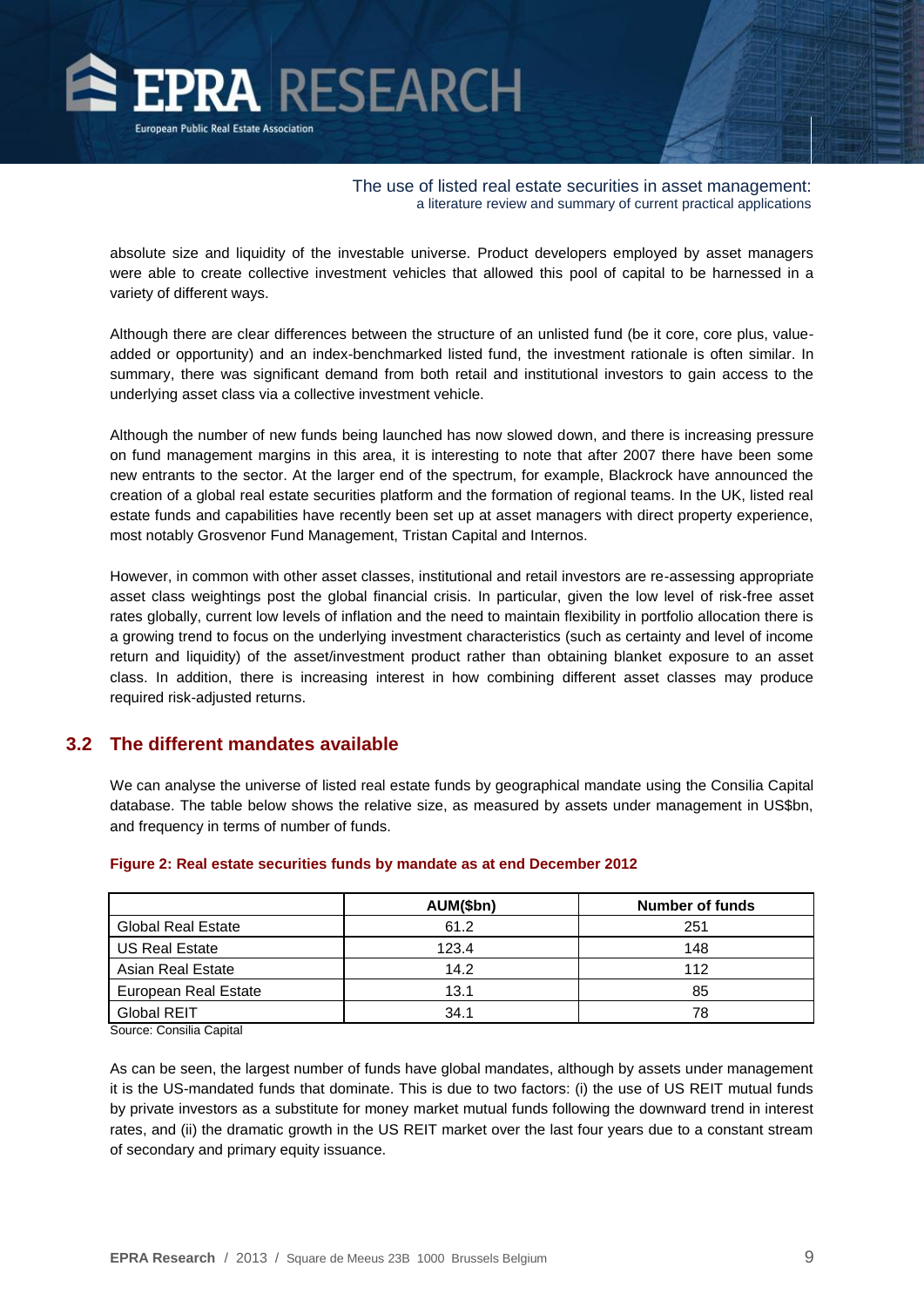absolute size and liquidity of the investable universe. Product developers employed by asset managers were able to create collective investment vehicles that allowed this pool of capital to be harnessed in a variety of different ways.

Although there are clear differences between the structure of an unlisted fund (be it core, core plus, value-added or opportunity) and an index-benchmarked listed fund, the investment rationale is often similar. In summary, there was significant demand from both retail and institutional investors to gain access to the underlying asset class via a collective investment vehicle.

Although the number of new funds being launched has now slowed down, and there is increasing pressure on fund management margins in this area, it is interesting to note that after 2007 there have been some new entrants to the sector. At the larger end of the spectrum, for example, Blackrock have announced the creation of a global real estate securities platform and the formation of regional teams. In the UK, listed real estate funds and capabilities have recently been set up at asset managers with direct property experience, most notably Grosvenor Fund Management, Tristan Capital and Internos.

However, in common with other asset classes, institutional and retail investors are re-assessing appropriate asset class weightings post the global financial crisis. In particular, given the low level of risk-free asset rates globally, current low levels of inflation and the need to maintain flexibility in portfolio allocation there is a growing trend to focus on the underlying investment characteristics (such as certainty and level of income return and liquidity) of the asset/investment product rather than obtaining blanket exposure to an asset class. In addition, there is increasing interest in how combining different asset classes may produce required risk-adjusted returns.

## 3.2 The different mandates available

We can analyse the universe of listed real estate funds by geographical mandate using the Consilia Capital database. The table below shows the relative size, as measured by assets under management in US$bn, and frequency in terms of number of funds.

**Figure 2: Real estate securities funds by mandate as at end December 2012**

| | AUM($bn) | Number of funds |
|---|---|---|
| Global Real Estate | 61.2 | 251 |
| US Real Estate | 123.4 | 148 |
| Asian Real Estate | 14.2 | 112 |
| European Real Estate | 13.1 | 85 |
| Global REIT | 34.1 | 78 |

Source: Consilia Capital

As can be seen, the largest number of funds have global mandates, although by assets under management it is the US-mandated funds that dominate. This is due to two factors: (i) the use of US REIT mutual funds by private investors as a substitute for money market mutual funds following the downward trend in interest rates, and (ii) the dramatic growth in the US REIT market over the last four years due to a constant stream of secondary and primary equity issuance.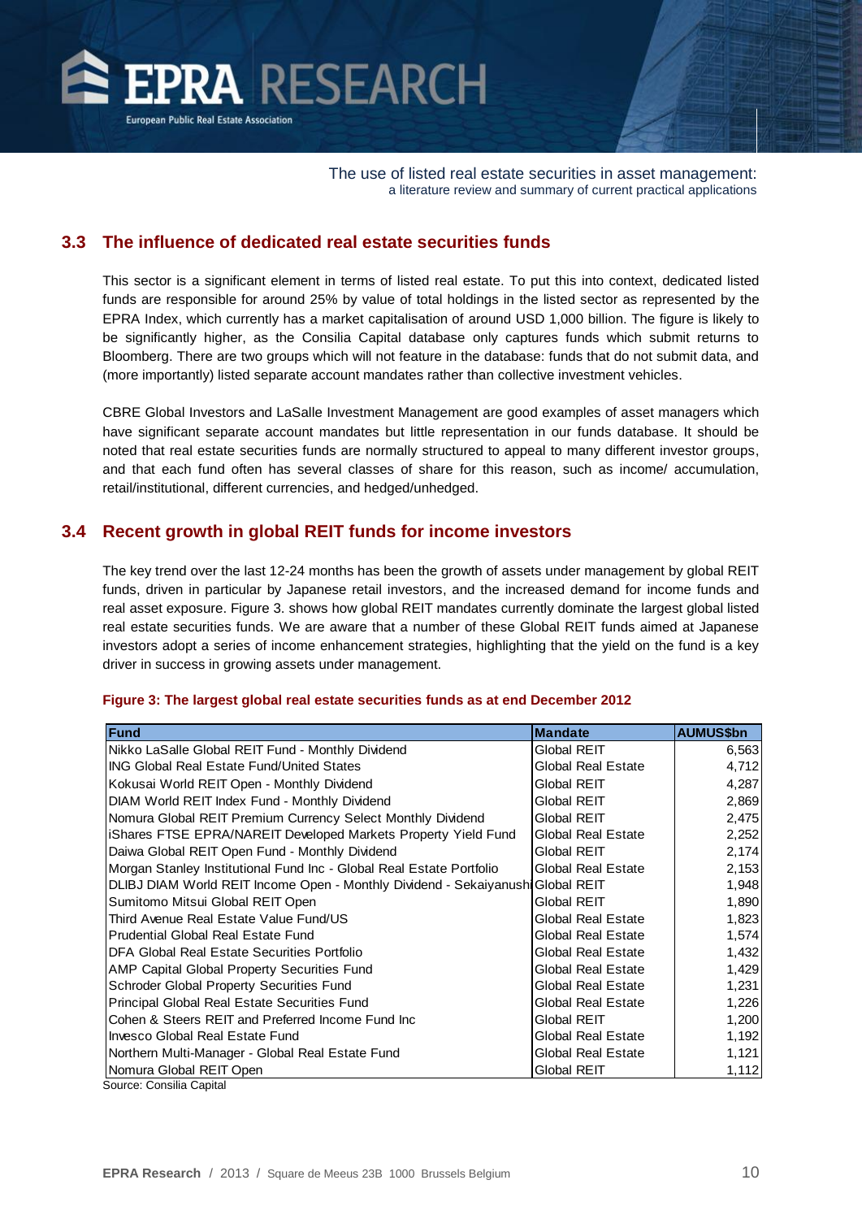## 3.3 The influence of dedicated real estate securities funds

This sector is a significant element in terms of listed real estate. To put this into context, dedicated listed funds are responsible for around 25% by value of total holdings in the listed sector as represented by the EPRA Index, which currently has a market capitalisation of around USD 1,000 billion. The figure is likely to be significantly higher, as the Consilia Capital database only captures funds which submit returns to Bloomberg. There are two groups which will not feature in the database: funds that do not submit data, and (more importantly) listed separate account mandates rather than collective investment vehicles.

CBRE Global Investors and LaSalle Investment Management are good examples of asset managers which have significant separate account mandates but little representation in our funds database. It should be noted that real estate securities funds are normally structured to appeal to many different investor groups, and that each fund often has several classes of share for this reason, such as income/ accumulation, retail/institutional, different currencies, and hedged/unhedged.

## 3.4 Recent growth in global REIT funds for income investors

The key trend over the last 12-24 months has been the growth of assets under management by global REIT funds, driven in particular by Japanese retail investors, and the increased demand for income funds and real asset exposure. Figure 3. shows how global REIT mandates currently dominate the largest global listed real estate securities funds. We are aware that a number of these Global REIT funds aimed at Japanese investors adopt a series of income enhancement strategies, highlighting that the yield on the fund is a key driver in success in growing assets under management.

**Figure 3: The largest global real estate securities funds as at end December 2012**

| Fund | Mandate | AUMUS$bn |
|---|---|---|
| Nikko LaSalle Global REIT Fund - Monthly Dividend | Global REIT | 6,563 |
| ING Global Real Estate Fund/United States | Global Real Estate | 4,712 |
| Kokusai World REIT Open - Monthly Dividend | Global REIT | 4,287 |
| DIAM World REIT Index Fund - Monthly Dividend | Global REIT | 2,869 |
| Nomura Global REIT Premium Currency Select Monthly Dividend | Global REIT | 2,475 |
| iShares FTSE EPRA/NAREIT Developed Markets Property Yield Fund | Global Real Estate | 2,252 |
| Daiwa Global REIT Open Fund - Monthly Dividend | Global REIT | 2,174 |
| Morgan Stanley Institutional Fund Inc - Global Real Estate Portfolio | Global Real Estate | 2,153 |
| DLIBJ DIAM World REIT Income Open - Monthly Dividend - Sekaiyanushi | Global REIT | 1,948 |
| Sumitomo Mitsui Global REIT Open | Global REIT | 1,890 |
| Third Avenue Real Estate Value Fund/US | Global Real Estate | 1,823 |
| Prudential Global Real Estate Fund | Global Real Estate | 1,574 |
| DFA Global Real Estate Securities Portfolio | Global Real Estate | 1,432 |
| AMP Capital Global Property Securities Fund | Global Real Estate | 1,429 |
| Schroder Global Property Securities Fund | Global Real Estate | 1,231 |
| Principal Global Real Estate Securities Fund | Global Real Estate | 1,226 |
| Cohen & Steers REIT and Preferred Income Fund Inc | Global REIT | 1,200 |
| Invesco Global Real Estate Fund | Global Real Estate | 1,192 |
| Northern Multi-Manager - Global Real Estate Fund | Global Real Estate | 1,121 |
| Nomura Global REIT Open | Global REIT | 1,112 |

Source: Consilia Capital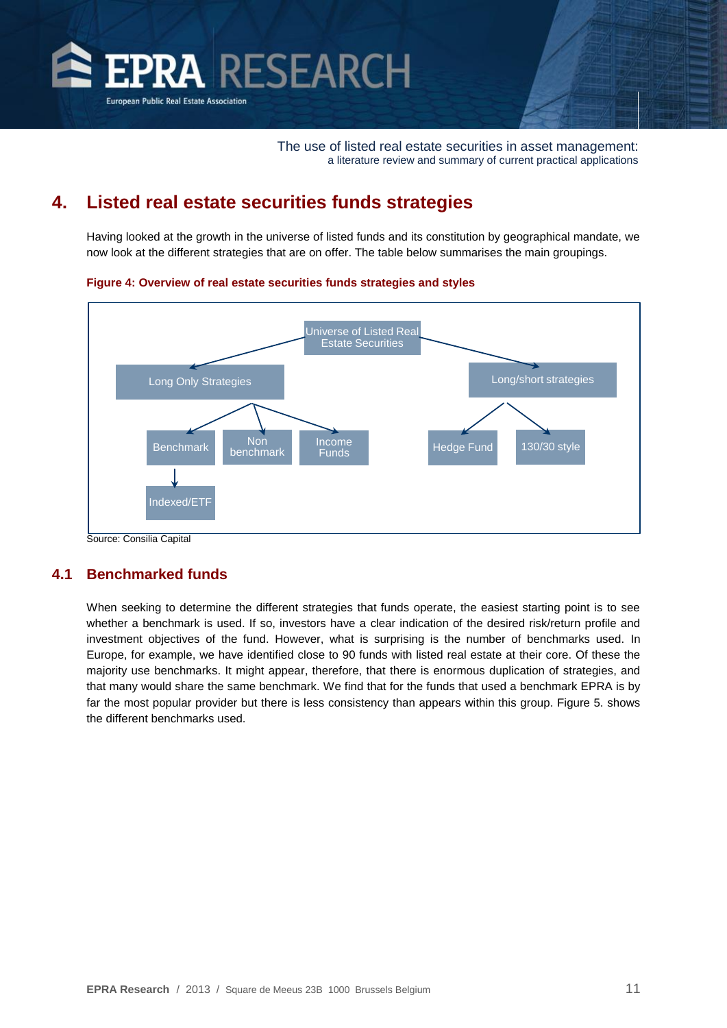## 4. Listed real estate securities funds strategies

Having looked at the growth in the universe of listed funds and its constitution by geographical mandate, we now look at the different strategies that are on offer. The table below summarises the main groupings.

**Figure 4: Overview of real estate securities funds strategies and styles**

- Universe of Listed Real Estate Securities
  - Long Only Strategies
    - Benchmark
      - Indexed/ETF
    - Non benchmark
    - Income Funds
  - Long/short strategies
    - Hedge Fund
    - 130/30 style

Source: Consilia Capital

### 4.1 Benchmarked funds

When seeking to determine the different strategies that funds operate, the easiest starting point is to see whether a benchmark is used. If so, investors have a clear indication of the desired risk/return profile and investment objectives of the fund. However, what is surprising is the number of benchmarks used. In Europe, for example, we have identified close to 90 funds with listed real estate at their core. Of these the majority use benchmarks. It might appear, therefore, that there is enormous duplication of strategies, and that many would share the same benchmark. We find that for the funds that used a benchmark EPRA is by far the most popular provider but there is less consistency than appears within this group. Figure 5. shows the different benchmarks used.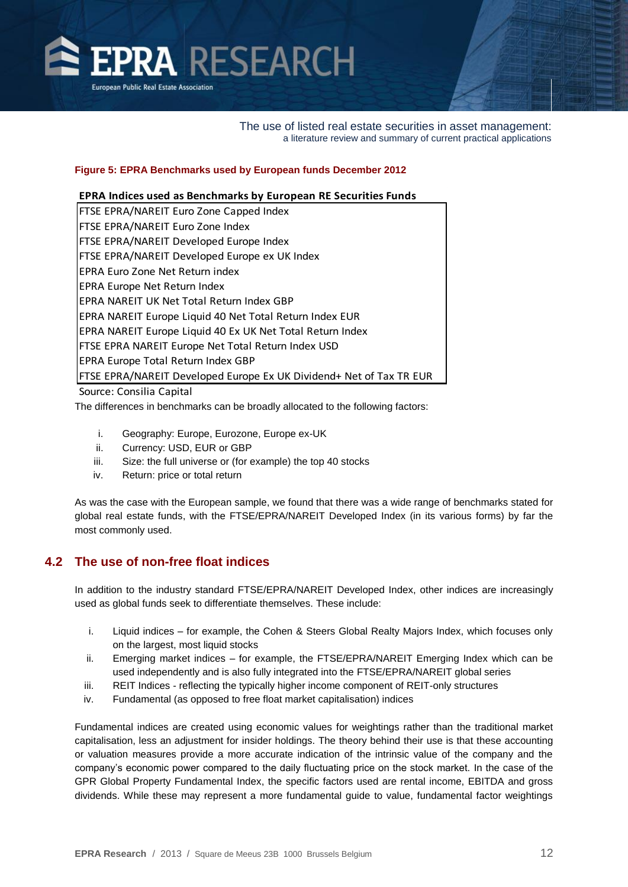**Figure 5: EPRA Benchmarks used by European funds December 2012**

| EPRA Indices used as Benchmarks by European RE Securities Funds |
|---|
| FTSE EPRA/NAREIT Euro Zone Capped Index |
| FTSE EPRA/NAREIT Euro Zone Index |
| FTSE EPRA/NAREIT Developed Europe Index |
| FTSE EPRA/NAREIT Developed Europe ex UK Index |
| EPRA Euro Zone Net Return index |
| EPRA Europe Net Return Index |
| EPRA NAREIT UK Net Total Return Index GBP |
| EPRA NAREIT Europe Liquid 40 Net Total Return Index EUR |
| EPRA NAREIT Europe Liquid 40 Ex UK Net Total Return Index |
| FTSE EPRA NAREIT Europe Net Total Return Index USD |
| EPRA Europe Total Return Index GBP |
| FTSE EPRA/NAREIT Developed Europe Ex UK Dividend+ Net of Tax TR EUR |

Source: Consilia Capital

The differences in benchmarks can be broadly allocated to the following factors:

i. Geography: Europe, Eurozone, Europe ex-UK
ii. Currency: USD, EUR or GBP
iii. Size: the full universe or (for example) the top 40 stocks
iv. Return: price or total return

As was the case with the European sample, we found that there was a wide range of benchmarks stated for global real estate funds, with the FTSE/EPRA/NAREIT Developed Index (in its various forms) by far the most commonly used.

## 4.2 The use of non-free float indices

In addition to the industry standard FTSE/EPRA/NAREIT Developed Index, other indices are increasingly used as global funds seek to differentiate themselves. These include:

i. Liquid indices – for example, the Cohen & Steers Global Realty Majors Index, which focuses only on the largest, most liquid stocks
ii. Emerging market indices – for example, the FTSE/EPRA/NAREIT Emerging Index which can be used independently and is also fully integrated into the FTSE/EPRA/NAREIT global series
iii. REIT Indices - reflecting the typically higher income component of REIT-only structures
iv. Fundamental (as opposed to free float market capitalisation) indices

Fundamental indices are created using economic values for weightings rather than the traditional market capitalisation, less an adjustment for insider holdings. The theory behind their use is that these accounting or valuation measures provide a more accurate indication of the intrinsic value of the company and the company's economic power compared to the daily fluctuating price on the stock market. In the case of the GPR Global Property Fundamental Index, the specific factors used are rental income, EBITDA and gross dividends. While these may represent a more fundamental guide to value, fundamental factor weightings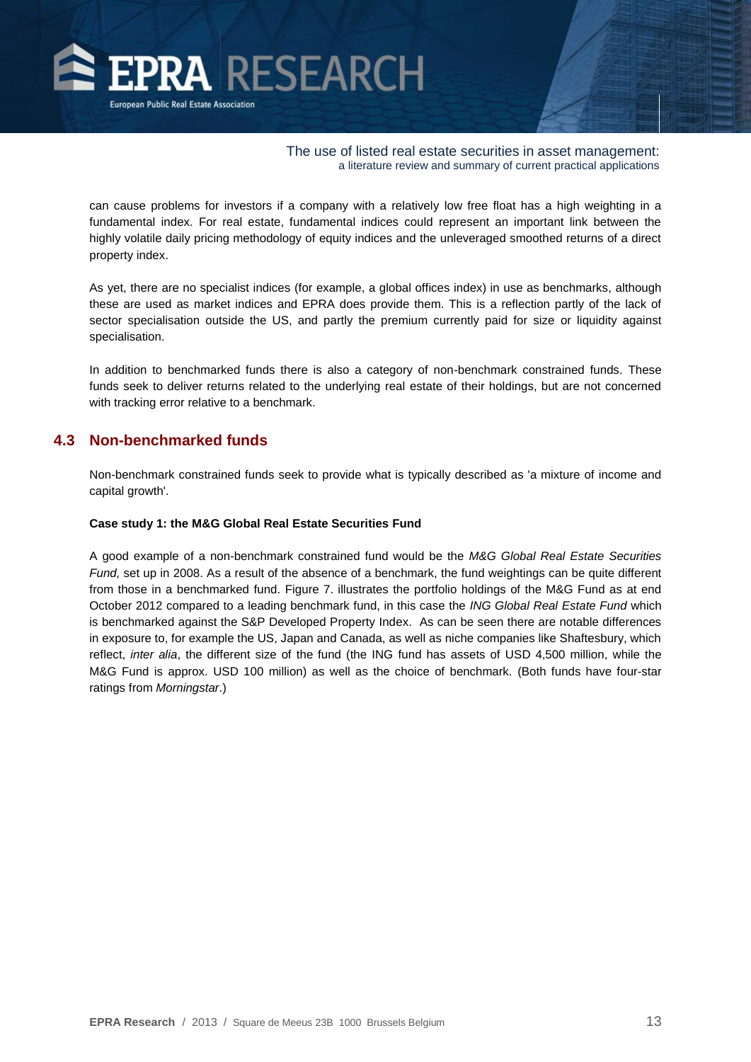can cause problems for investors if a company with a relatively low free float has a high weighting in a fundamental index. For real estate, fundamental indices could represent an important link between the highly volatile daily pricing methodology of equity indices and the unleveraged smoothed returns of a direct property index.

As yet, there are no specialist indices (for example, a global offices index) in use as benchmarks, although these are used as market indices and EPRA does provide them. This is a reflection partly of the lack of sector specialisation outside the US, and partly the premium currently paid for size or liquidity against specialisation.

In addition to benchmarked funds there is also a category of non-benchmark constrained funds. These funds seek to deliver returns related to the underlying real estate of their holdings, but are not concerned with tracking error relative to a benchmark.

## 4.3 Non-benchmarked funds

Non-benchmark constrained funds seek to provide what is typically described as 'a mixture of income and capital growth'.

**Case study 1: the M&G Global Real Estate Securities Fund**

A good example of a non-benchmark constrained fund would be the *M&G Global Real Estate Securities Fund,* set up in 2008. As a result of the absence of a benchmark, the fund weightings can be quite different from those in a benchmarked fund. Figure 7. illustrates the portfolio holdings of the M&G Fund as at end October 2012 compared to a leading benchmark fund, in this case the *ING Global Real Estate Fund* which is benchmarked against the S&P Developed Property Index. As can be seen there are notable differences in exposure to, for example the US, Japan and Canada, as well as niche companies like Shaftesbury, which reflect, *inter alia*, the different size of the fund (the ING fund has assets of USD 4,500 million, while the M&G Fund is approx. USD 100 million) as well as the choice of benchmark. (Both funds have four-star ratings from *Morningstar*.)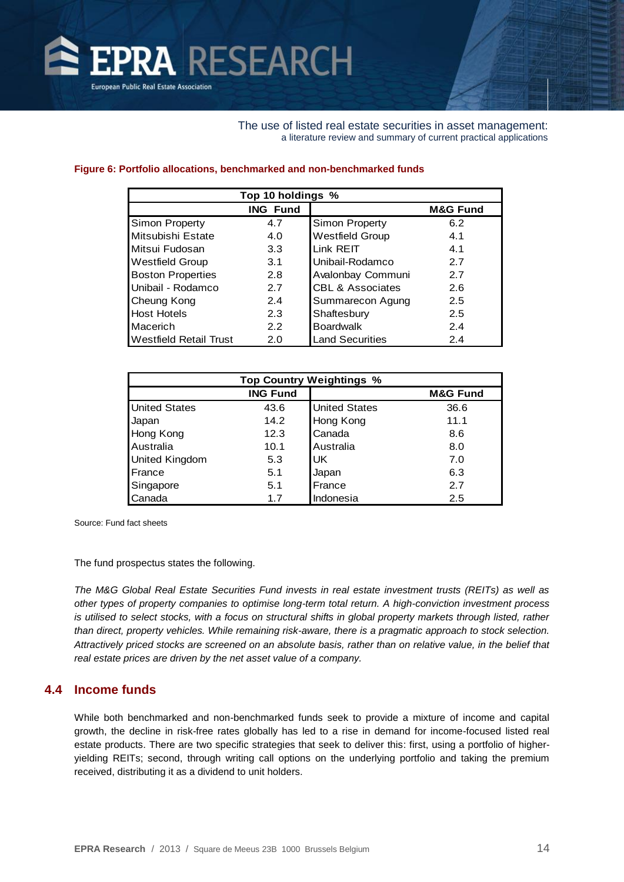**Figure 6: Portfolio allocations, benchmarked and non-benchmarked funds**

| Top 10 holdings % | | | |
|---|---|---|---|
| | ING Fund | | M&G Fund |
| Simon Property | 4.7 | Simon Property | 6.2 |
| Mitsubishi Estate | 4.0 | Westfield Group | 4.1 |
| Mitsui Fudosan | 3.3 | Link REIT | 4.1 |
| Westfield Group | 3.1 | Unibail-Rodamco | 2.7 |
| Boston Properties | 2.8 | Avalonbay Communi | 2.7 |
| Unibail - Rodamco | 2.7 | CBL & Associates | 2.6 |
| Cheung Kong | 2.4 | Summarecon Agung | 2.5 |
| Host Hotels | 2.3 | Shaftesbury | 2.5 |
| Macerich | 2.2 | Boardwalk | 2.4 |
| Westfield Retail Trust | 2.0 | Land Securities | 2.4 |

| Top Country Weightings % | | | |
|---|---|---|---|
| | ING Fund | | M&G Fund |
| United States | 43.6 | United States | 36.6 |
| Japan | 14.2 | Hong Kong | 11.1 |
| Hong Kong | 12.3 | Canada | 8.6 |
| Australia | 10.1 | Australia | 8.0 |
| United Kingdom | 5.3 | UK | 7.0 |
| France | 5.1 | Japan | 6.3 |
| Singapore | 5.1 | France | 2.7 |
| Canada | 1.7 | Indonesia | 2.5 |

Source: Fund fact sheets

The fund prospectus states the following.

*The M&G Global Real Estate Securities Fund invests in real estate investment trusts (REITs) as well as other types of property companies to optimise long-term total return. A high-conviction investment process is utilised to select stocks, with a focus on structural shifts in global property markets through listed, rather than direct, property vehicles. While remaining risk-aware, there is a pragmatic approach to stock selection. Attractively priced stocks are screened on an absolute basis, rather than on relative value, in the belief that real estate prices are driven by the net asset value of a company.*

## 4.4 Income funds

While both benchmarked and non-benchmarked funds seek to provide a mixture of income and capital growth, the decline in risk-free rates globally has led to a rise in demand for income-focused listed real estate products. There are two specific strategies that seek to deliver this: first, using a portfolio of higher-yielding REITs; second, through writing call options on the underlying portfolio and taking the premium received, distributing it as a dividend to unit holders.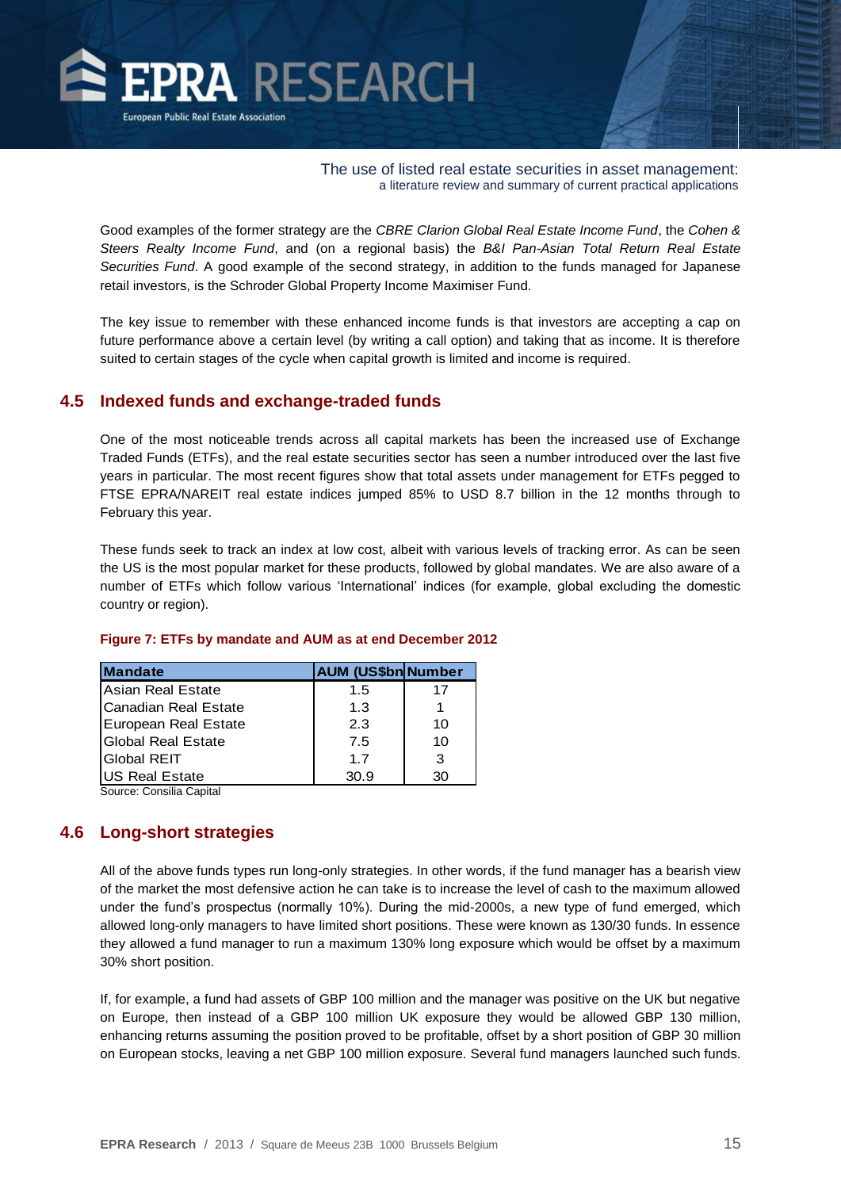Good examples of the former strategy are the *CBRE Clarion Global Real Estate Income Fund*, the *Cohen & Steers Realty Income Fund*, and (on a regional basis) the *B&I Pan-Asian Total Return Real Estate Securities Fund*. A good example of the second strategy, in addition to the funds managed for Japanese retail investors, is the Schroder Global Property Income Maximiser Fund.

The key issue to remember with these enhanced income funds is that investors are accepting a cap on future performance above a certain level (by writing a call option) and taking that as income. It is therefore suited to certain stages of the cycle when capital growth is limited and income is required.

## 4.5 Indexed funds and exchange-traded funds

One of the most noticeable trends across all capital markets has been the increased use of Exchange Traded Funds (ETFs), and the real estate securities sector has seen a number introduced over the last five years in particular. The most recent figures show that total assets under management for ETFs pegged to FTSE EPRA/NAREIT real estate indices jumped 85% to USD 8.7 billion in the 12 months through to February this year.

These funds seek to track an index at low cost, albeit with various levels of tracking error. As can be seen the US is the most popular market for these products, followed by global mandates. We are also aware of a number of ETFs which follow various 'International' indices (for example, global excluding the domestic country or region).

**Figure 7: ETFs by mandate and AUM as at end December 2012**

| Mandate | AUM (US$bn | Number |
|---|---|---|
| Asian Real Estate | 1.5 | 17 |
| Canadian Real Estate | 1.3 | 1 |
| European Real Estate | 2.3 | 10 |
| Global Real Estate | 7.5 | 10 |
| Global REIT | 1.7 | 3 |
| US Real Estate | 30.9 | 30 |

Source: Consilia Capital

## 4.6 Long-short strategies

All of the above funds types run long-only strategies. In other words, if the fund manager has a bearish view of the market the most defensive action he can take is to increase the level of cash to the maximum allowed under the fund's prospectus (normally 10%). During the mid-2000s, a new type of fund emerged, which allowed long-only managers to have limited short positions. These were known as 130/30 funds. In essence they allowed a fund manager to run a maximum 130% long exposure which would be offset by a maximum 30% short position.

If, for example, a fund had assets of GBP 100 million and the manager was positive on the UK but negative on Europe, then instead of a GBP 100 million UK exposure they would be allowed GBP 130 million, enhancing returns assuming the position proved to be profitable, offset by a short position of GBP 30 million on European stocks, leaving a net GBP 100 million exposure. Several fund managers launched such funds.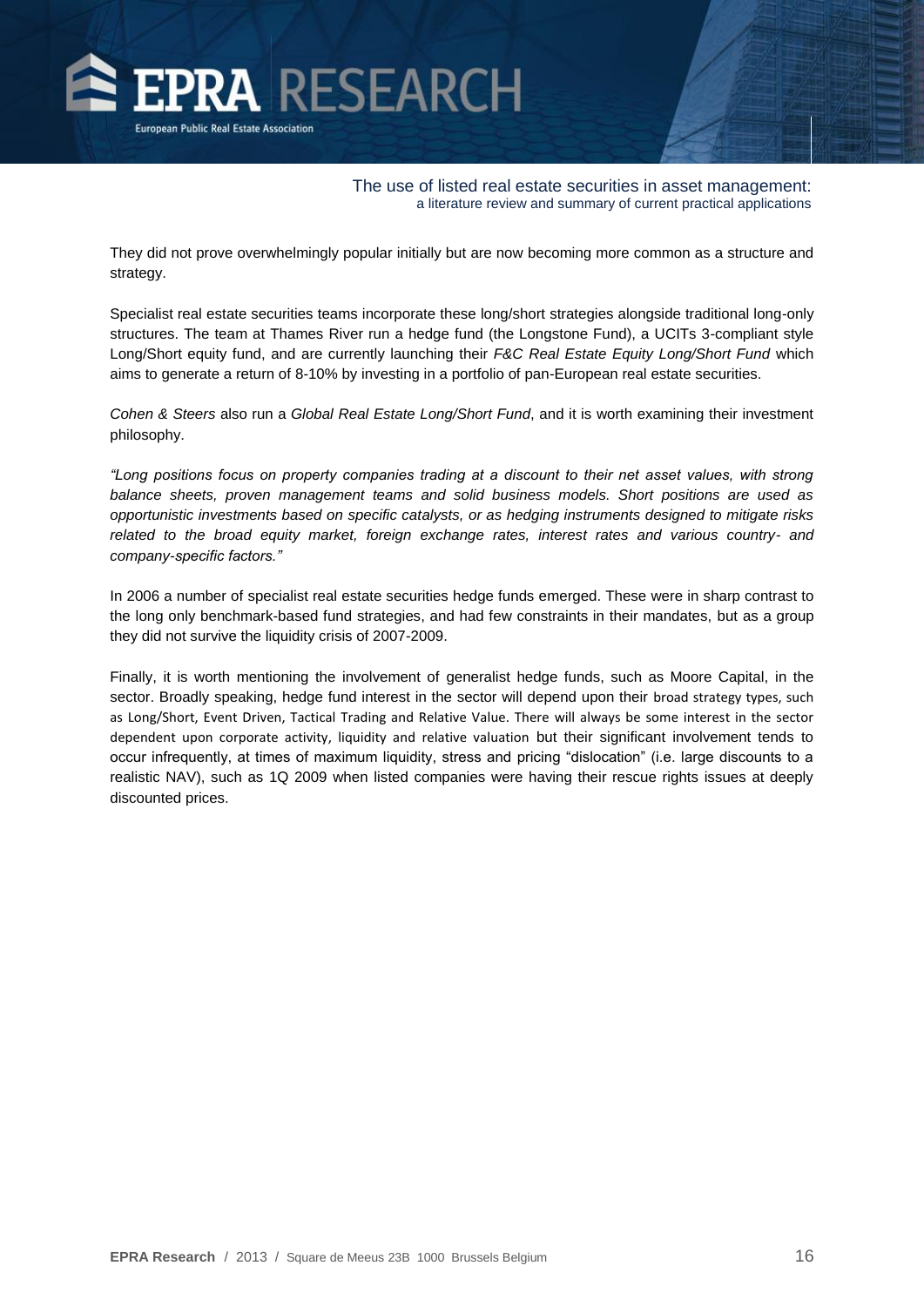They did not prove overwhelmingly popular initially but are now becoming more common as a structure and strategy.

Specialist real estate securities teams incorporate these long/short strategies alongside traditional long-only structures. The team at Thames River run a hedge fund (the Longstone Fund), a UCITs 3-compliant style Long/Short equity fund, and are currently launching their *F&C Real Estate Equity Long/Short Fund* which aims to generate a return of 8-10% by investing in a portfolio of pan-European real estate securities.

*Cohen & Steers* also run a *Global Real Estate Long/Short Fund*, and it is worth examining their investment philosophy.

*"Long positions focus on property companies trading at a discount to their net asset values, with strong balance sheets, proven management teams and solid business models. Short positions are used as opportunistic investments based on specific catalysts, or as hedging instruments designed to mitigate risks related to the broad equity market, foreign exchange rates, interest rates and various country- and company-specific factors."*

In 2006 a number of specialist real estate securities hedge funds emerged. These were in sharp contrast to the long only benchmark-based fund strategies, and had few constraints in their mandates, but as a group they did not survive the liquidity crisis of 2007-2009.

Finally, it is worth mentioning the involvement of generalist hedge funds, such as Moore Capital, in the sector. Broadly speaking, hedge fund interest in the sector will depend upon their broad strategy types, such as Long/Short, Event Driven, Tactical Trading and Relative Value. There will always be some interest in the sector dependent upon corporate activity, liquidity and relative valuation but their significant involvement tends to occur infrequently, at times of maximum liquidity, stress and pricing "dislocation" (i.e. large discounts to a realistic NAV), such as 1Q 2009 when listed companies were having their rescue rights issues at deeply discounted prices.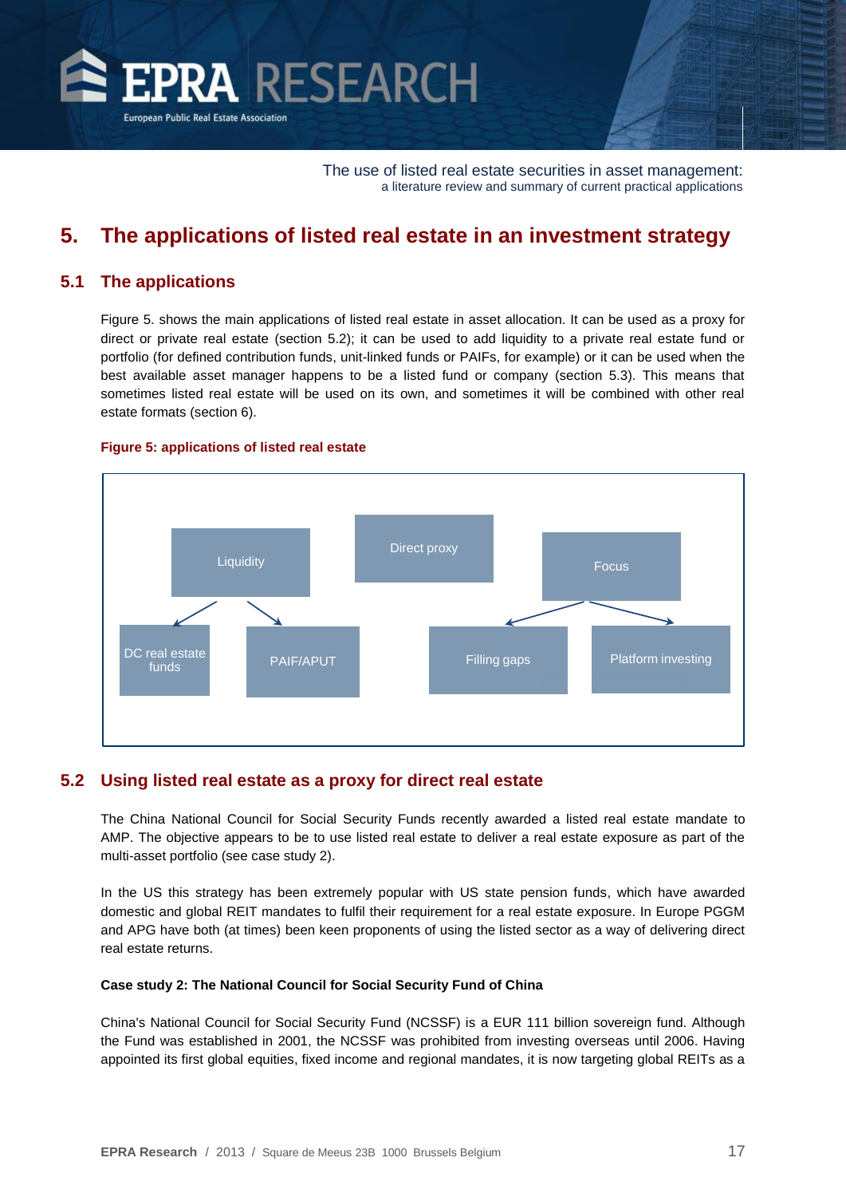## 5. The applications of listed real estate in an investment strategy

### 5.1 The applications

Figure 5. shows the main applications of listed real estate in asset allocation. It can be used as a proxy for direct or private real estate (section 5.2); it can be used to add liquidity to a private real estate fund or portfolio (for defined contribution funds, unit-linked funds or PAIFs, for example) or it can be used when the best available asset manager happens to be a listed fund or company (section 5.3). This means that sometimes listed real estate will be used on its own, and sometimes it will be combined with other real estate formats (section 6).

**Figure 5: applications of listed real estate**

Liquidity → DC real estate funds, PAIF/APUT

Direct proxy

Focus → Filling gaps, Platform investing

### 5.2 Using listed real estate as a proxy for direct real estate

The China National Council for Social Security Funds recently awarded a listed real estate mandate to AMP. The objective appears to be to use listed real estate to deliver a real estate exposure as part of the multi-asset portfolio (see case study 2).

In the US this strategy has been extremely popular with US state pension funds, which have awarded domestic and global REIT mandates to fulfil their requirement for a real estate exposure. In Europe PGGM and APG have both (at times) been keen proponents of using the listed sector as a way of delivering direct real estate returns.

**Case study 2: The National Council for Social Security Fund of China**

China's National Council for Social Security Fund (NCSSF) is a EUR 111 billion sovereign fund. Although the Fund was established in 2001, the NCSSF was prohibited from investing overseas until 2006. Having appointed its first global equities, fixed income and regional mandates, it is now targeting global REITs as a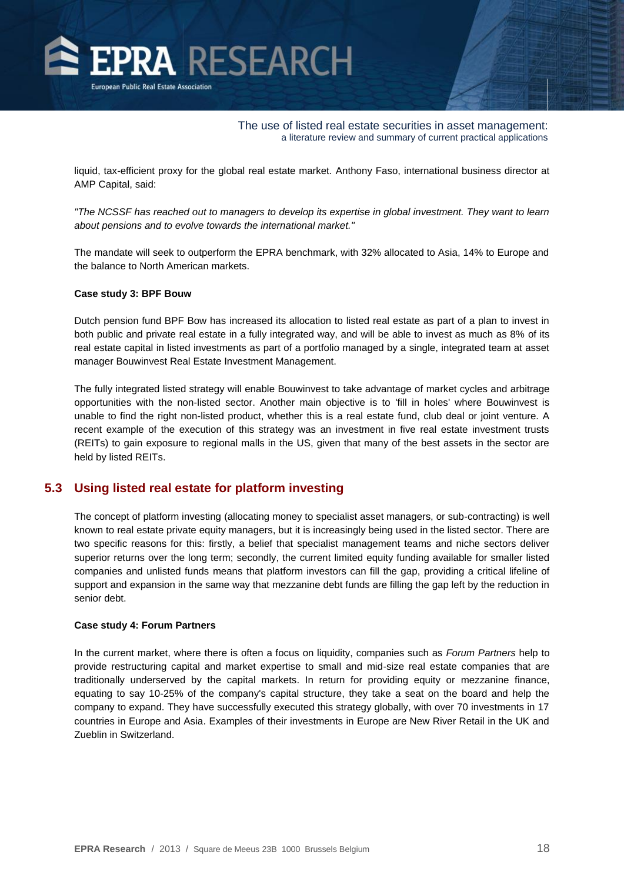liquid, tax-efficient proxy for the global real estate market. Anthony Faso, international business director at AMP Capital, said:

*"The NCSSF has reached out to managers to develop its expertise in global investment. They want to learn about pensions and to evolve towards the international market."*

The mandate will seek to outperform the EPRA benchmark, with 32% allocated to Asia, 14% to Europe and the balance to North American markets.

**Case study 3: BPF Bouw**

Dutch pension fund BPF Bow has increased its allocation to listed real estate as part of a plan to invest in both public and private real estate in a fully integrated way, and will be able to invest as much as 8% of its real estate capital in listed investments as part of a portfolio managed by a single, integrated team at asset manager Bouwinvest Real Estate Investment Management.

The fully integrated listed strategy will enable Bouwinvest to take advantage of market cycles and arbitrage opportunities with the non-listed sector. Another main objective is to 'fill in holes' where Bouwinvest is unable to find the right non-listed product, whether this is a real estate fund, club deal or joint venture. A recent example of the execution of this strategy was an investment in five real estate investment trusts (REITs) to gain exposure to regional malls in the US, given that many of the best assets in the sector are held by listed REITs.

## 5.3 Using listed real estate for platform investing

The concept of platform investing (allocating money to specialist asset managers, or sub-contracting) is well known to real estate private equity managers, but it is increasingly being used in the listed sector. There are two specific reasons for this: firstly, a belief that specialist management teams and niche sectors deliver superior returns over the long term; secondly, the current limited equity funding available for smaller listed companies and unlisted funds means that platform investors can fill the gap, providing a critical lifeline of support and expansion in the same way that mezzanine debt funds are filling the gap left by the reduction in senior debt.

**Case study 4: Forum Partners**

In the current market, where there is often a focus on liquidity, companies such as *Forum Partners* help to provide restructuring capital and market expertise to small and mid-size real estate companies that are traditionally underserved by the capital markets. In return for providing equity or mezzanine finance, equating to say 10-25% of the company's capital structure, they take a seat on the board and help the company to expand. They have successfully executed this strategy globally, with over 70 investments in 17 countries in Europe and Asia. Examples of their investments in Europe are New River Retail in the UK and Zueblin in Switzerland.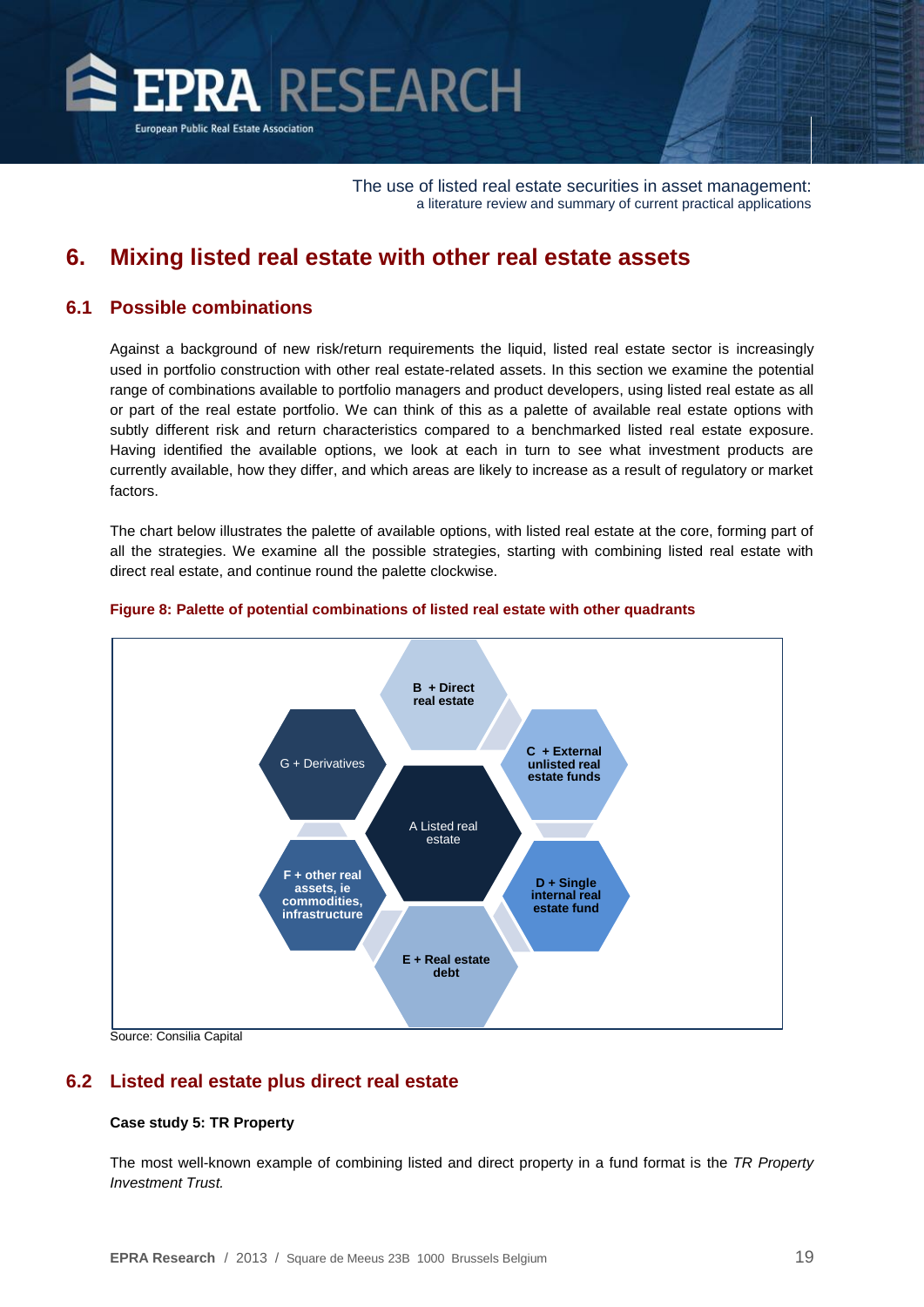## 6. Mixing listed real estate with other real estate assets

### 6.1 Possible combinations

Against a background of new risk/return requirements the liquid, listed real estate sector is increasingly used in portfolio construction with other real estate-related assets. In this section we examine the potential range of combinations available to portfolio managers and product developers, using listed real estate as all or part of the real estate portfolio. We can think of this as a palette of available real estate options with subtly different risk and return characteristics compared to a benchmarked listed real estate exposure. Having identified the available options, we look at each in turn to see what investment products are currently available, how they differ, and which areas are likely to increase as a result of regulatory or market factors.

The chart below illustrates the palette of available options, with listed real estate at the core, forming part of all the strategies. We examine all the possible strategies, starting with combining listed real estate with direct real estate, and continue round the palette clockwise.

**Figure 8: Palette of potential combinations of listed real estate with other quadrants**

A Listed real estate

B + Direct real estate

C + External unlisted real estate funds

D + Single internal real estate fund

E + Real estate debt

F + other real assets, ie commodities, infrastructure

G + Derivatives

Source: Consilia Capital

### 6.2 Listed real estate plus direct real estate

**Case study 5: TR Property**

The most well-known example of combining listed and direct property in a fund format is the *TR Property Investment Trust.*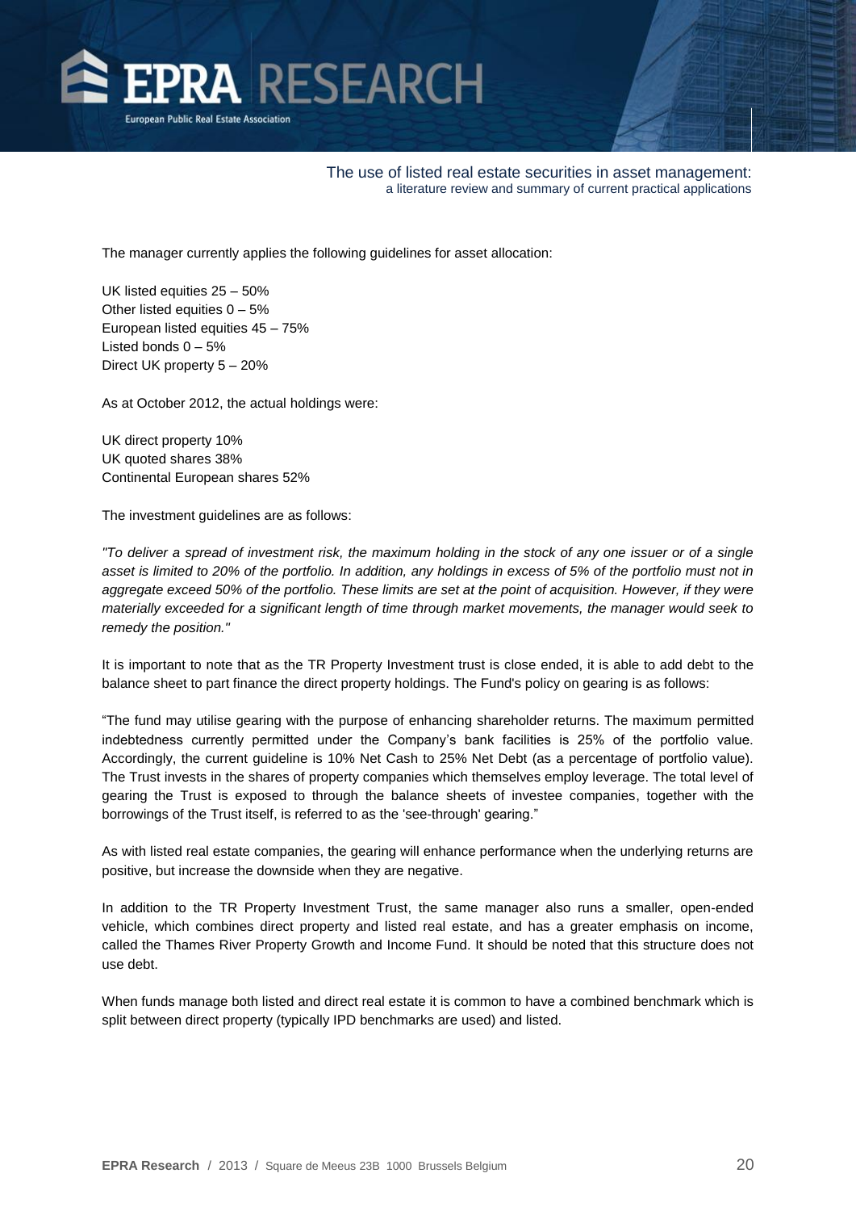The manager currently applies the following guidelines for asset allocation:

UK listed equities 25 – 50%
Other listed equities 0 – 5%
European listed equities 45 – 75%
Listed bonds 0 – 5%
Direct UK property 5 – 20%

As at October 2012, the actual holdings were:

UK direct property 10%
UK quoted shares 38%
Continental European shares 52%

The investment guidelines are as follows:

*"To deliver a spread of investment risk, the maximum holding in the stock of any one issuer or of a single asset is limited to 20% of the portfolio. In addition, any holdings in excess of 5% of the portfolio must not in aggregate exceed 50% of the portfolio. These limits are set at the point of acquisition. However, if they were materially exceeded for a significant length of time through market movements, the manager would seek to remedy the position."*

It is important to note that as the TR Property Investment trust is close ended, it is able to add debt to the balance sheet to part finance the direct property holdings. The Fund's policy on gearing is as follows:

"The fund may utilise gearing with the purpose of enhancing shareholder returns. The maximum permitted indebtedness currently permitted under the Company's bank facilities is 25% of the portfolio value. Accordingly, the current guideline is 10% Net Cash to 25% Net Debt (as a percentage of portfolio value). The Trust invests in the shares of property companies which themselves employ leverage. The total level of gearing the Trust is exposed to through the balance sheets of investee companies, together with the borrowings of the Trust itself, is referred to as the 'see-through' gearing."

As with listed real estate companies, the gearing will enhance performance when the underlying returns are positive, but increase the downside when they are negative.

In addition to the TR Property Investment Trust, the same manager also runs a smaller, open-ended vehicle, which combines direct property and listed real estate, and has a greater emphasis on income, called the Thames River Property Growth and Income Fund. It should be noted that this structure does not use debt.

When funds manage both listed and direct real estate it is common to have a combined benchmark which is split between direct property (typically IPD benchmarks are used) and listed.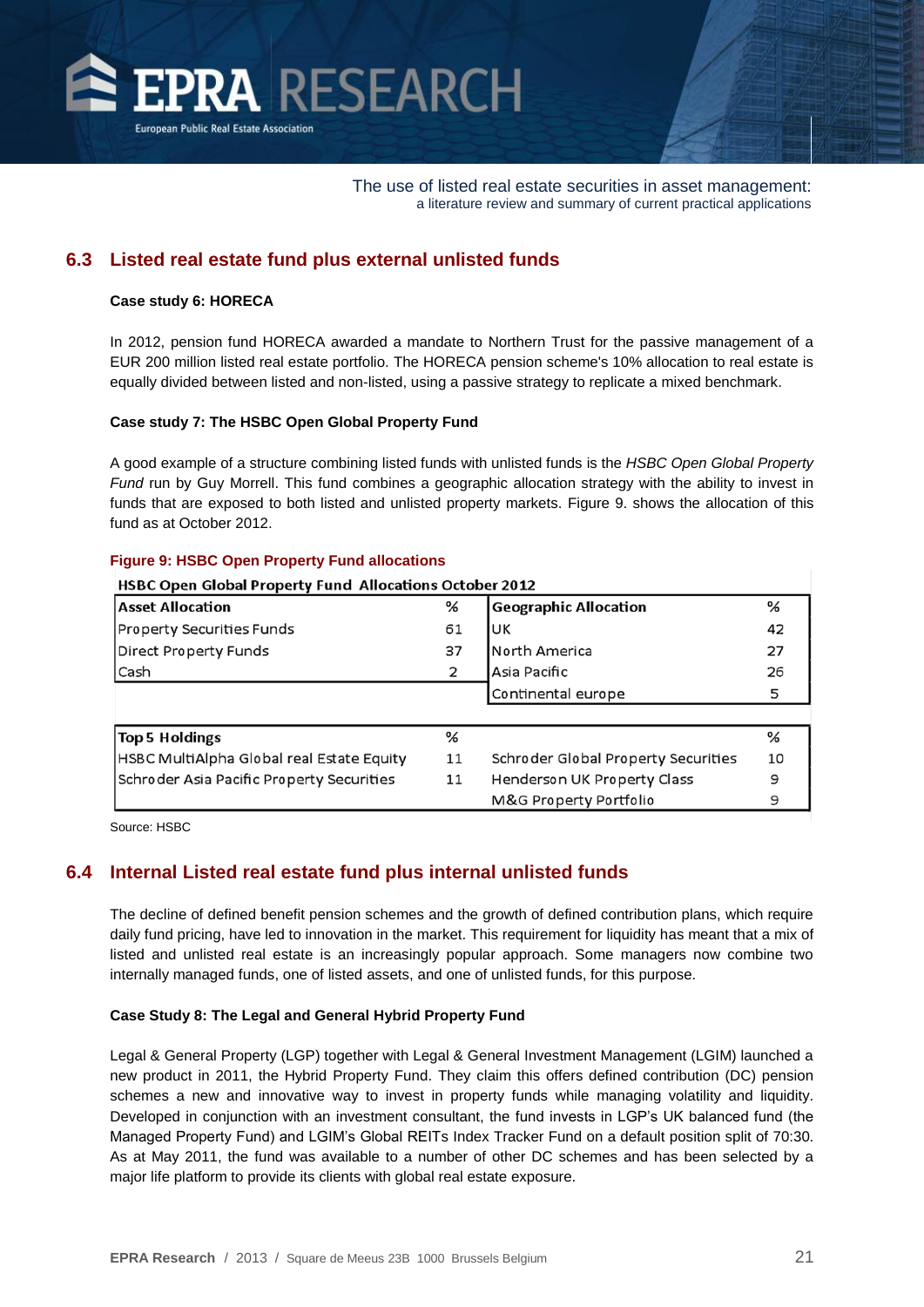## 6.3 Listed real estate fund plus external unlisted funds

**Case study 6: HORECA**

In 2012, pension fund HORECA awarded a mandate to Northern Trust for the passive management of a EUR 200 million listed real estate portfolio. The HORECA pension scheme's 10% allocation to real estate is equally divided between listed and non-listed, using a passive strategy to replicate a mixed benchmark.

**Case study 7: The HSBC Open Global Property Fund**

A good example of a structure combining listed funds with unlisted funds is the *HSBC Open Global Property Fund* run by Guy Morrell. This fund combines a geographic allocation strategy with the ability to invest in funds that are exposed to both listed and unlisted property markets. Figure 9. shows the allocation of this fund as at October 2012.

**Figure 9: HSBC Open Property Fund allocations**

**HSBC Open Global Property Fund Allocations October 2012**

| Asset Allocation | % | Geographic Allocation | % |
|---|---|---|---|
| Property Securities Funds | 61 | UK | 42 |
| Direct Property Funds | 37 | North America | 27 |
| Cash | 2 | Asia Pacific | 26 |
| | | Continental europe | 5 |

| Top 5 Holdings | % | | % |
|---|---|---|---|
| HSBC MultiAlpha Global real Estate Equity | 11 | Schroder Global Property Securities | 10 |
| Schroder Asia Pacific Property Securities | 11 | Henderson UK Property Class | 9 |
| | | M&G Property Portfolio | 9 |

Source: HSBC

## 6.4 Internal Listed real estate fund plus internal unlisted funds

The decline of defined benefit pension schemes and the growth of defined contribution plans, which require daily fund pricing, have led to innovation in the market. This requirement for liquidity has meant that a mix of listed and unlisted real estate is an increasingly popular approach. Some managers now combine two internally managed funds, one of listed assets, and one of unlisted funds, for this purpose.

**Case Study 8: The Legal and General Hybrid Property Fund**

Legal & General Property (LGP) together with Legal & General Investment Management (LGIM) launched a new product in 2011, the Hybrid Property Fund. They claim this offers defined contribution (DC) pension schemes a new and innovative way to invest in property funds while managing volatility and liquidity. Developed in conjunction with an investment consultant, the fund invests in LGP's UK balanced fund (the Managed Property Fund) and LGIM's Global REITs Index Tracker Fund on a default position split of 70:30. As at May 2011, the fund was available to a number of other DC schemes and has been selected by a major life platform to provide its clients with global real estate exposure.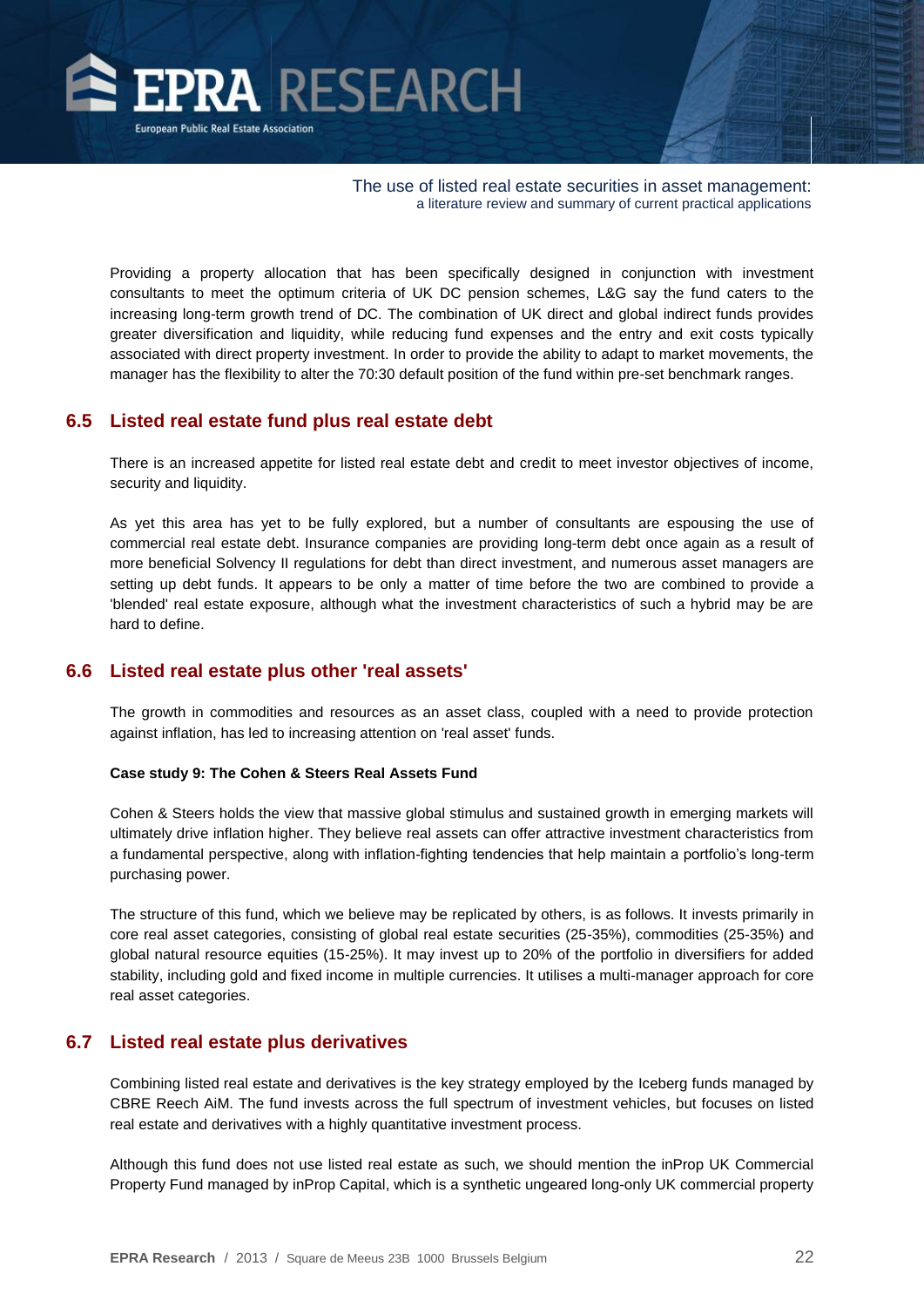Providing a property allocation that has been specifically designed in conjunction with investment consultants to meet the optimum criteria of UK DC pension schemes, L&G say the fund caters to the increasing long-term growth trend of DC. The combination of UK direct and global indirect funds provides greater diversification and liquidity, while reducing fund expenses and the entry and exit costs typically associated with direct property investment. In order to provide the ability to adapt to market movements, the manager has the flexibility to alter the 70:30 default position of the fund within pre-set benchmark ranges.

## 6.5 Listed real estate fund plus real estate debt

There is an increased appetite for listed real estate debt and credit to meet investor objectives of income, security and liquidity.

As yet this area has yet to be fully explored, but a number of consultants are espousing the use of commercial real estate debt. Insurance companies are providing long-term debt once again as a result of more beneficial Solvency II regulations for debt than direct investment, and numerous asset managers are setting up debt funds. It appears to be only a matter of time before the two are combined to provide a 'blended' real estate exposure, although what the investment characteristics of such a hybrid may be are hard to define.

## 6.6 Listed real estate plus other 'real assets'

The growth in commodities and resources as an asset class, coupled with a need to provide protection against inflation, has led to increasing attention on 'real asset' funds.

**Case study 9: The Cohen & Steers Real Assets Fund**

Cohen & Steers holds the view that massive global stimulus and sustained growth in emerging markets will ultimately drive inflation higher. They believe real assets can offer attractive investment characteristics from a fundamental perspective, along with inflation-fighting tendencies that help maintain a portfolio's long-term purchasing power.

The structure of this fund, which we believe may be replicated by others, is as follows. It invests primarily in core real asset categories, consisting of global real estate securities (25-35%), commodities (25-35%) and global natural resource equities (15-25%). It may invest up to 20% of the portfolio in diversifiers for added stability, including gold and fixed income in multiple currencies. It utilises a multi-manager approach for core real asset categories.

## 6.7 Listed real estate plus derivatives

Combining listed real estate and derivatives is the key strategy employed by the Iceberg funds managed by CBRE Reech AiM. The fund invests across the full spectrum of investment vehicles, but focuses on listed real estate and derivatives with a highly quantitative investment process.

Although this fund does not use listed real estate as such, we should mention the inProp UK Commercial Property Fund managed by inProp Capital, which is a synthetic ungeared long-only UK commercial property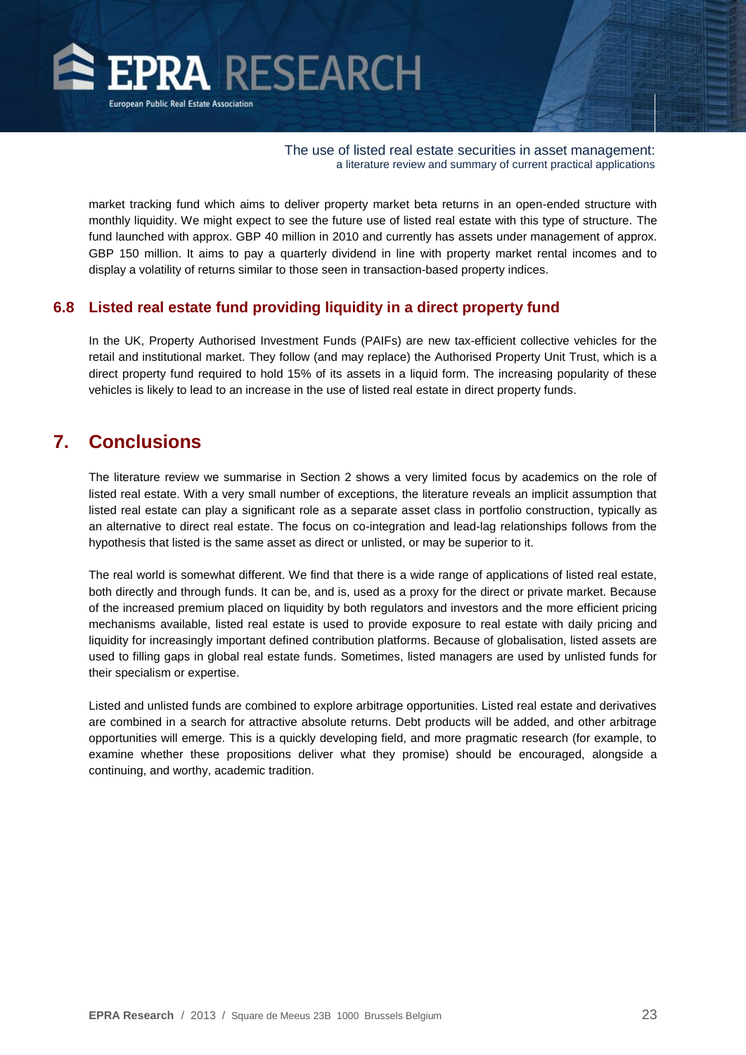market tracking fund which aims to deliver property market beta returns in an open-ended structure with monthly liquidity. We might expect to see the future use of listed real estate with this type of structure. The fund launched with approx. GBP 40 million in 2010 and currently has assets under management of approx. GBP 150 million. It aims to pay a quarterly dividend in line with property market rental incomes and to display a volatility of returns similar to those seen in transaction-based property indices.

### 6.8 Listed real estate fund providing liquidity in a direct property fund

In the UK, Property Authorised Investment Funds (PAIFs) are new tax-efficient collective vehicles for the retail and institutional market. They follow (and may replace) the Authorised Property Unit Trust, which is a direct property fund required to hold 15% of its assets in a liquid form. The increasing popularity of these vehicles is likely to lead to an increase in the use of listed real estate in direct property funds.

## 7. Conclusions

The literature review we summarise in Section 2 shows a very limited focus by academics on the role of listed real estate. With a very small number of exceptions, the literature reveals an implicit assumption that listed real estate can play a significant role as a separate asset class in portfolio construction, typically as an alternative to direct real estate. The focus on co-integration and lead-lag relationships follows from the hypothesis that listed is the same asset as direct or unlisted, or may be superior to it.

The real world is somewhat different. We find that there is a wide range of applications of listed real estate, both directly and through funds. It can be, and is, used as a proxy for the direct or private market. Because of the increased premium placed on liquidity by both regulators and investors and the more efficient pricing mechanisms available, listed real estate is used to provide exposure to real estate with daily pricing and liquidity for increasingly important defined contribution platforms. Because of globalisation, listed assets are used to filling gaps in global real estate funds. Sometimes, listed managers are used by unlisted funds for their specialism or expertise.

Listed and unlisted funds are combined to explore arbitrage opportunities. Listed real estate and derivatives are combined in a search for attractive absolute returns. Debt products will be added, and other arbitrage opportunities will emerge. This is a quickly developing field, and more pragmatic research (for example, to examine whether these propositions deliver what they promise) should be encouraged, alongside a continuing, and worthy, academic tradition.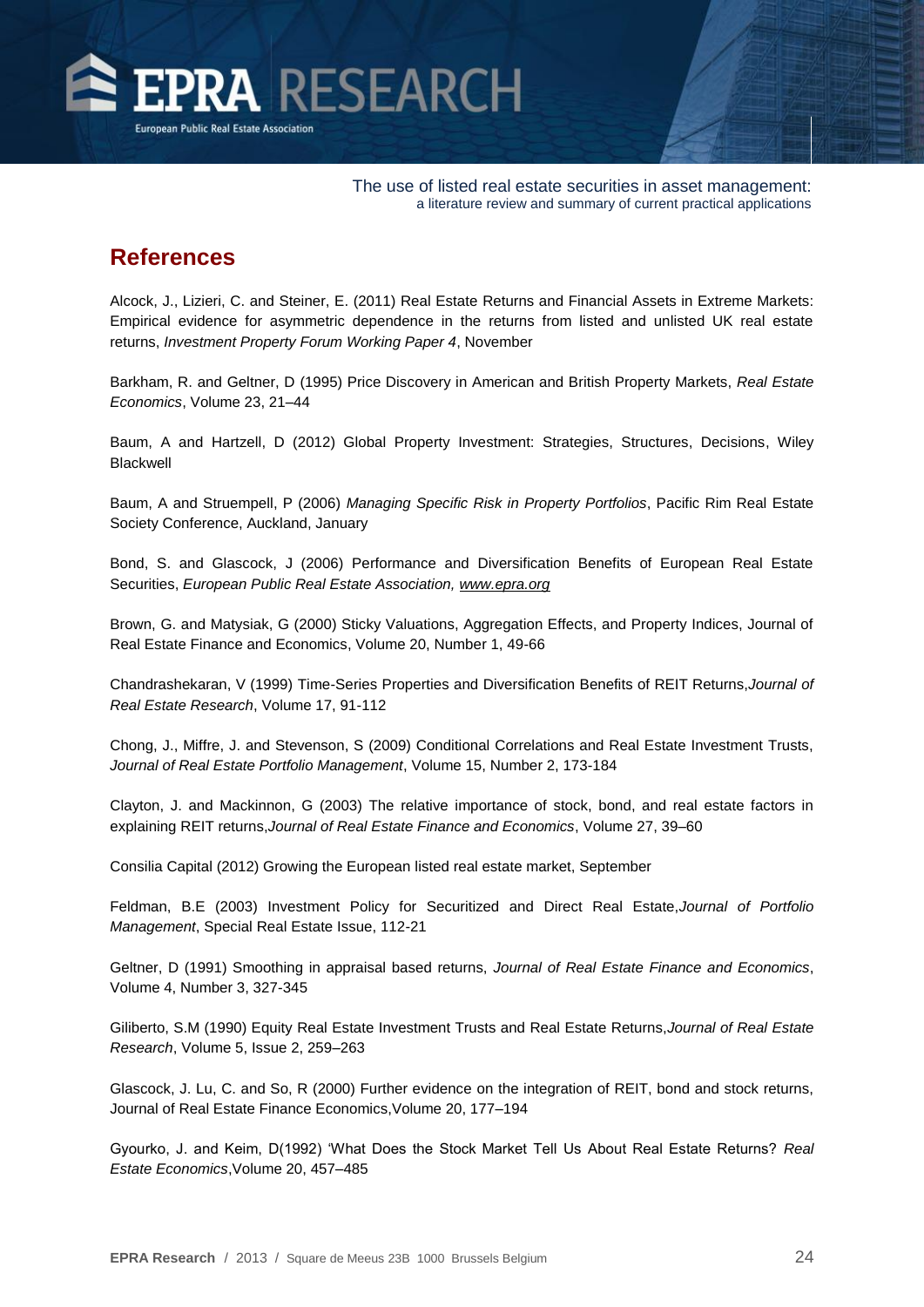## References

Alcock, J., Lizieri, C. and Steiner, E. (2011) Real Estate Returns and Financial Assets in Extreme Markets: Empirical evidence for asymmetric dependence in the returns from listed and unlisted UK real estate returns, *Investment Property Forum Working Paper 4*, November

Barkham, R. and Geltner, D (1995) Price Discovery in American and British Property Markets, *Real Estate Economics*, Volume 23, 21–44

Baum, A and Hartzell, D (2012) Global Property Investment: Strategies, Structures, Decisions, Wiley Blackwell

Baum, A and Struempell, P (2006) *Managing Specific Risk in Property Portfolios*, Pacific Rim Real Estate Society Conference, Auckland, January

Bond, S. and Glascock, J (2006) Performance and Diversification Benefits of European Real Estate Securities, *European Public Real Estate Association, www.epra.org*

Brown, G. and Matysiak, G (2000) Sticky Valuations, Aggregation Effects, and Property Indices, Journal of Real Estate Finance and Economics, Volume 20, Number 1, 49-66

Chandrashekaran, V (1999) Time-Series Properties and Diversification Benefits of REIT Returns,*Journal of Real Estate Research*, Volume 17, 91-112

Chong, J., Miffre, J. and Stevenson, S (2009) Conditional Correlations and Real Estate Investment Trusts, *Journal of Real Estate Portfolio Management*, Volume 15, Number 2, 173-184

Clayton, J. and Mackinnon, G (2003) The relative importance of stock, bond, and real estate factors in explaining REIT returns,*Journal of Real Estate Finance and Economics*, Volume 27, 39–60

Consilia Capital (2012) Growing the European listed real estate market, September

Feldman, B.E (2003) Investment Policy for Securitized and Direct Real Estate,*Journal of Portfolio Management*, Special Real Estate Issue, 112-21

Geltner, D (1991) Smoothing in appraisal based returns, *Journal of Real Estate Finance and Economics*, Volume 4, Number 3, 327-345

Giliberto, S.M (1990) Equity Real Estate Investment Trusts and Real Estate Returns,*Journal of Real Estate Research*, Volume 5, Issue 2, 259–263

Glascock, J. Lu, C. and So, R (2000) Further evidence on the integration of REIT, bond and stock returns, Journal of Real Estate Finance Economics,Volume 20, 177–194

Gyourko, J. and Keim, D(1992) 'What Does the Stock Market Tell Us About Real Estate Returns? *Real Estate Economics*,Volume 20, 457–485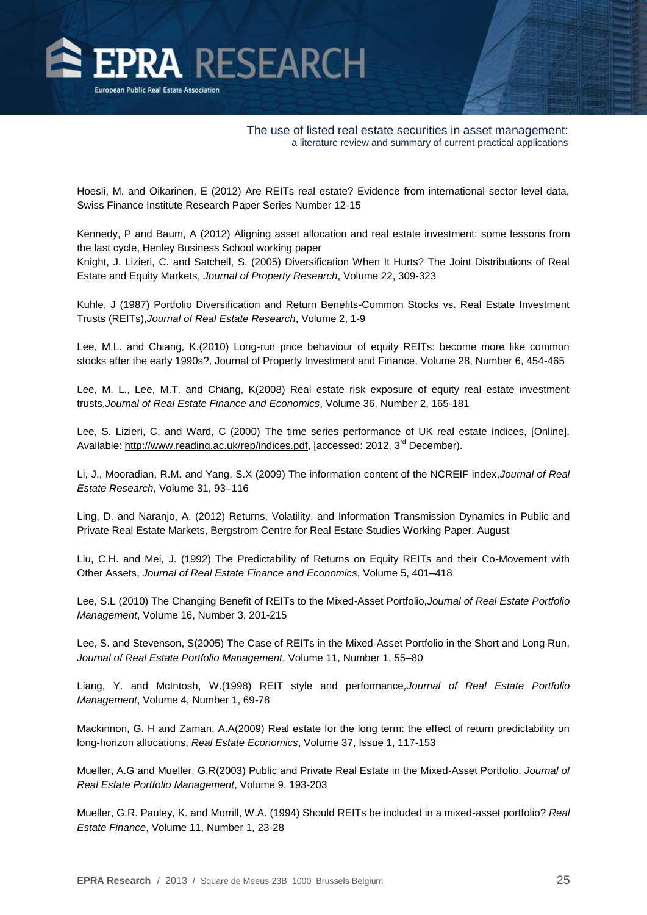Hoesli, M. and Oikarinen, E (2012) Are REITs real estate? Evidence from international sector level data, Swiss Finance Institute Research Paper Series Number 12-15

Kennedy, P and Baum, A (2012) Aligning asset allocation and real estate investment: some lessons from the last cycle, Henley Business School working paper

Knight, J. Lizieri, C. and Satchell, S. (2005) Diversification When It Hurts? The Joint Distributions of Real Estate and Equity Markets, *Journal of Property Research*, Volume 22, 309-323

Kuhle, J (1987) Portfolio Diversification and Return Benefits-Common Stocks vs. Real Estate Investment Trusts (REITs),*Journal of Real Estate Research*, Volume 2, 1-9

Lee, M.L. and Chiang, K.(2010) Long-run price behaviour of equity REITs: become more like common stocks after the early 1990s?, Journal of Property Investment and Finance, Volume 28, Number 6, 454-465

Lee, M. L., Lee, M.T. and Chiang, K(2008) Real estate risk exposure of equity real estate investment trusts,*Journal of Real Estate Finance and Economics*, Volume 36, Number 2, 165-181

Lee, S. Lizieri, C. and Ward, C (2000) The time series performance of UK real estate indices, [Online]. Available: http://www.reading.ac.uk/rep/indices.pdf, [accessed: 2012, 3rd December).

Li, J., Mooradian, R.M. and Yang, S.X (2009) The information content of the NCREIF index,*Journal of Real Estate Research*, Volume 31, 93–116

Ling, D. and Naranjo, A. (2012) Returns, Volatility, and Information Transmission Dynamics in Public and Private Real Estate Markets, Bergstrom Centre for Real Estate Studies Working Paper, August

Liu, C.H. and Mei, J. (1992) The Predictability of Returns on Equity REITs and their Co-Movement with Other Assets, *Journal of Real Estate Finance and Economics*, Volume 5, 401–418

Lee, S.L (2010) The Changing Benefit of REITs to the Mixed-Asset Portfolio,*Journal of Real Estate Portfolio Management*, Volume 16, Number 3, 201-215

Lee, S. and Stevenson, S(2005) The Case of REITs in the Mixed-Asset Portfolio in the Short and Long Run, *Journal of Real Estate Portfolio Management*, Volume 11, Number 1, 55–80

Liang, Y. and McIntosh, W.(1998) REIT style and performance,*Journal of Real Estate Portfolio Management*, Volume 4, Number 1, 69-78

Mackinnon, G. H and Zaman, A.A(2009) Real estate for the long term: the effect of return predictability on long-horizon allocations, *Real Estate Economics*, Volume 37, Issue 1, 117-153

Mueller, A.G and Mueller, G.R(2003) Public and Private Real Estate in the Mixed-Asset Portfolio. *Journal of Real Estate Portfolio Management*, Volume 9, 193-203

Mueller, G.R. Pauley, K. and Morrill, W.A. (1994) Should REITs be included in a mixed-asset portfolio? *Real Estate Finance*, Volume 11, Number 1, 23-28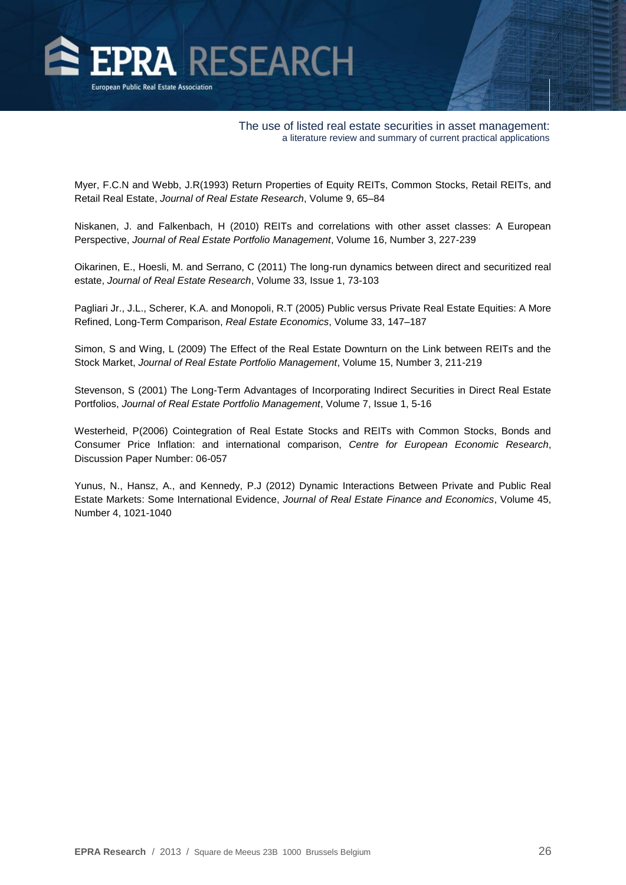Myer, F.C.N and Webb, J.R(1993) Return Properties of Equity REITs, Common Stocks, Retail REITs, and Retail Real Estate, *Journal of Real Estate Research*, Volume 9, 65–84

Niskanen, J. and Falkenbach, H (2010) REITs and correlations with other asset classes: A European Perspective, *Journal of Real Estate Portfolio Management*, Volume 16, Number 3, 227-239

Oikarinen, E., Hoesli, M. and Serrano, C (2011) The long-run dynamics between direct and securitized real estate, *Journal of Real Estate Research*, Volume 33, Issue 1, 73-103

Pagliari Jr., J.L., Scherer, K.A. and Monopoli, R.T (2005) Public versus Private Real Estate Equities: A More Refined, Long-Term Comparison, *Real Estate Economics*, Volume 33, 147–187

Simon, S and Wing, L (2009) The Effect of the Real Estate Downturn on the Link between REITs and the Stock Market, *Journal of Real Estate Portfolio Management*, Volume 15, Number 3, 211-219

Stevenson, S (2001) The Long-Term Advantages of Incorporating Indirect Securities in Direct Real Estate Portfolios, *Journal of Real Estate Portfolio Management*, Volume 7, Issue 1, 5-16

Westerheid, P(2006) Cointegration of Real Estate Stocks and REITs with Common Stocks, Bonds and Consumer Price Inflation: and international comparison, *Centre for European Economic Research*, Discussion Paper Number: 06-057

Yunus, N., Hansz, A., and Kennedy, P.J (2012) Dynamic Interactions Between Private and Public Real Estate Markets: Some International Evidence, *Journal of Real Estate Finance and Economics*, Volume 45, Number 4, 1021-1040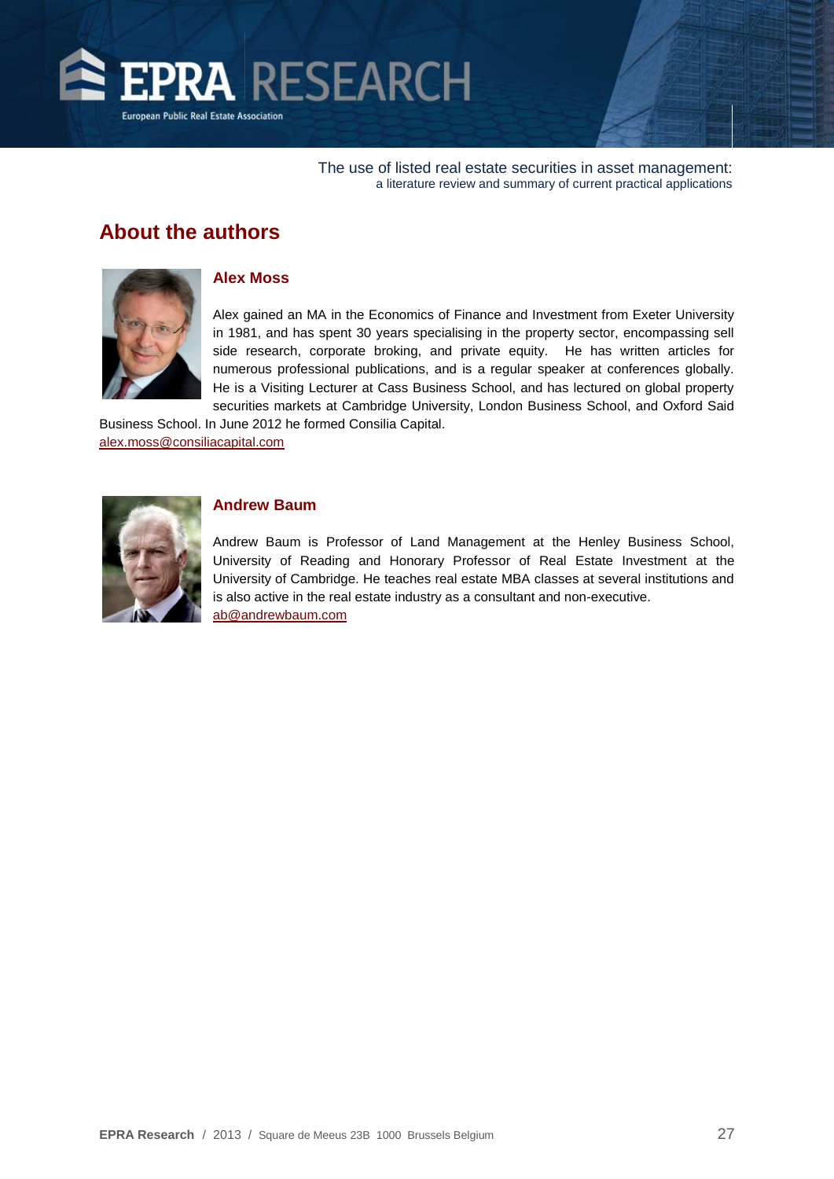## About the authors

### Alex Moss

Alex gained an MA in the Economics of Finance and Investment from Exeter University in 1981, and has spent 30 years specialising in the property sector, encompassing sell side research, corporate broking, and private equity. He has written articles for numerous professional publications, and is a regular speaker at conferences globally. He is a Visiting Lecturer at Cass Business School, and has lectured on global property securities markets at Cambridge University, London Business School, and Oxford Said Business School. In June 2012 he formed Consilia Capital.

alex.moss@consiliacapital.com

### Andrew Baum

Andrew Baum is Professor of Land Management at the Henley Business School, University of Reading and Honorary Professor of Real Estate Investment at the University of Cambridge. He teaches real estate MBA classes at several institutions and is also active in the real estate industry as a consultant and non-executive.

ab@andrewbaum.com